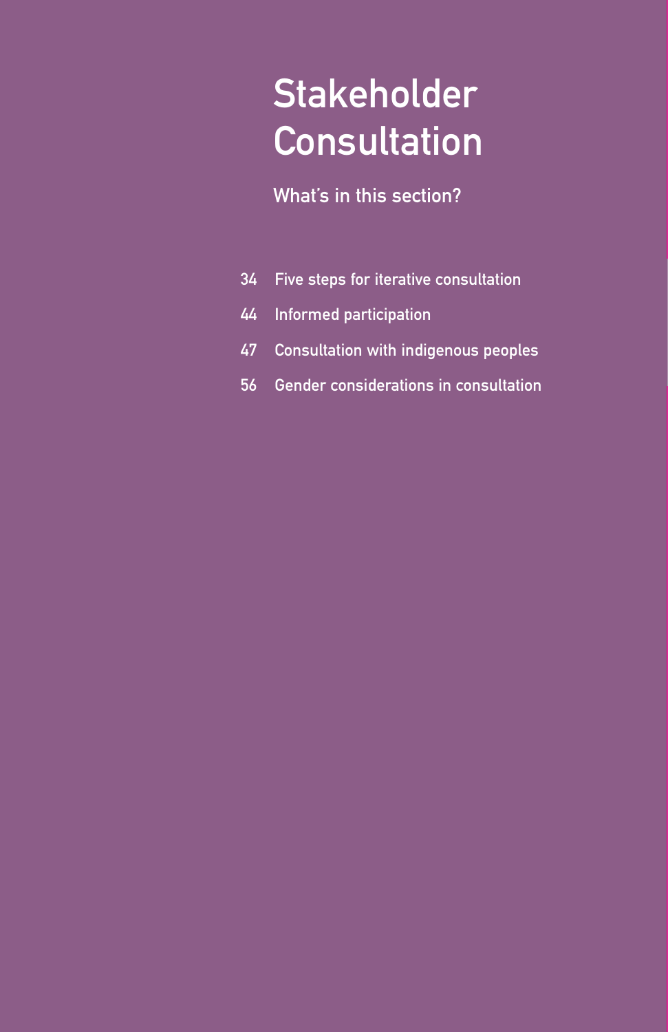# Stakeholder Consultation

## What's in this section?

34 Five steps for iterative consultation

44 Informed participation

47 Consultation with indigenous peoples

56 Gender considerations in consultation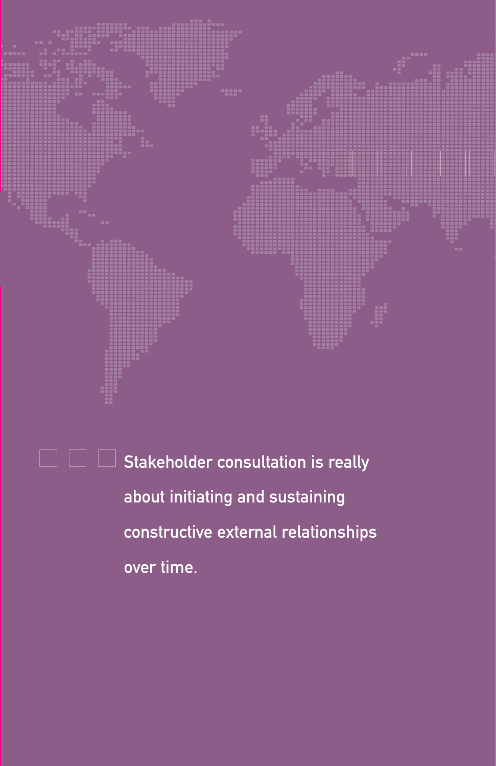Stakeholder consultation is really about initiating and sustaining constructive external relationships over time.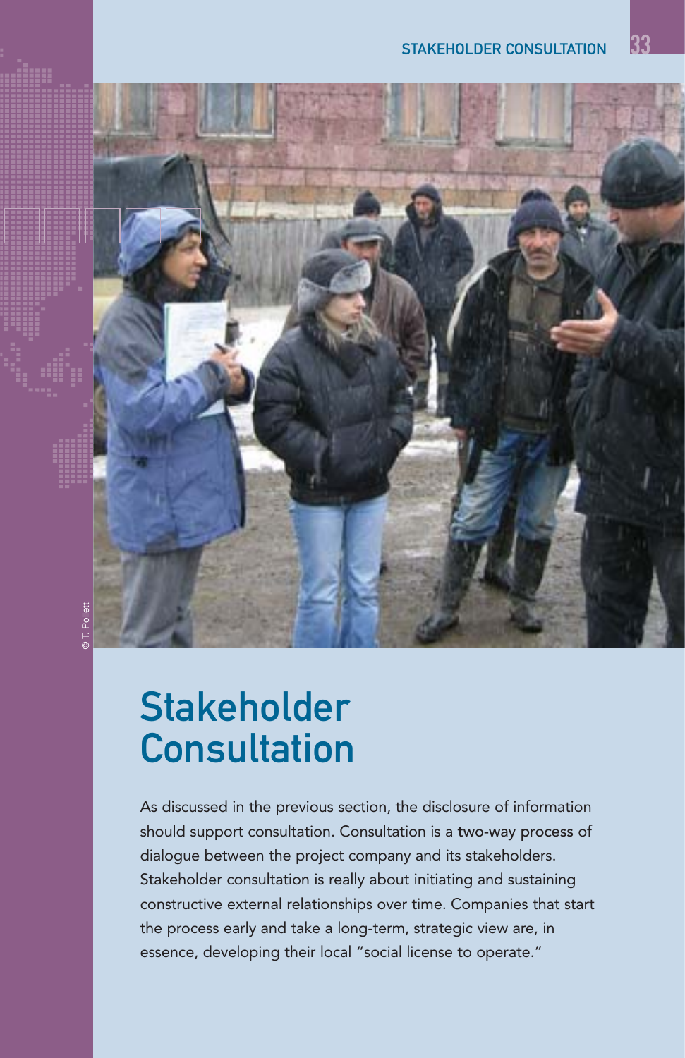# Stakeholder Consultation

As discussed in the previous section, the disclosure of information should support consultation. Consultation is a two-way process of dialogue between the project company and its stakeholders. Stakeholder consultation is really about initiating and sustaining constructive external relationships over time. Companies that start the process early and take a long-term, strategic view are, in essence, developing their local "social license to operate."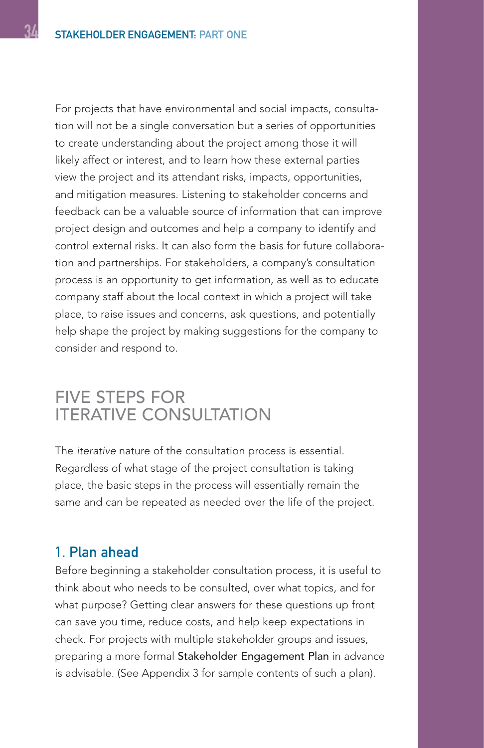For projects that have environmental and social impacts, consultation will not be a single conversation but a series of opportunities to create understanding about the project among those it will likely affect or interest, and to learn how these external parties view the project and its attendant risks, impacts, opportunities, and mitigation measures. Listening to stakeholder concerns and feedback can be a valuable source of information that can improve project design and outcomes and help a company to identify and control external risks. It can also form the basis for future collaboration and partnerships. For stakeholders, a company's consultation process is an opportunity to get information, as well as to educate company staff about the local context in which a project will take place, to raise issues and concerns, ask questions, and potentially help shape the project by making suggestions for the company to consider and respond to.

## FIVE STEPS FOR ITERATIVE CONSULTATION

The *iterative* nature of the consultation process is essential. Regardless of what stage of the project consultation is taking place, the basic steps in the process will essentially remain the same and can be repeated as needed over the life of the project.

### 1. Plan ahead

Before beginning a stakeholder consultation process, it is useful to think about who needs to be consulted, over what topics, and for what purpose? Getting clear answers for these questions up front can save you time, reduce costs, and help keep expectations in check. For projects with multiple stakeholder groups and issues, preparing a more formal Stakeholder Engagement Plan in advance is advisable. (See Appendix 3 for sample contents of such a plan).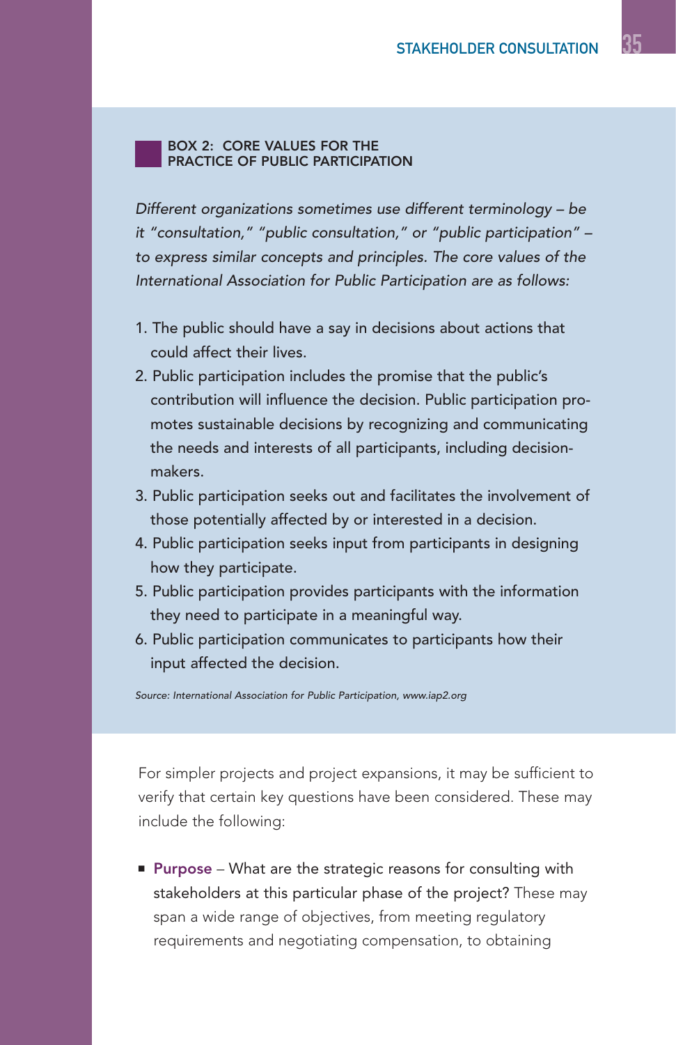### BOX 2: CORE VALUES FOR THE PRACTICE OF PUBLIC PARTICIPATION

*Different organizations sometimes use different terminology – be it "consultation," "public consultation," or "public participation" – to express similar concepts and principles. The core values of the International Association for Public Participation are as follows:*

1. The public should have a say in decisions about actions that could affect their lives.
2. Public participation includes the promise that the public's contribution will influence the decision. Public participation promotes sustainable decisions by recognizing and communicating the needs and interests of all participants, including decision-makers.
3. Public participation seeks out and facilitates the involvement of those potentially affected by or interested in a decision.
4. Public participation seeks input from participants in designing how they participate.
5. Public participation provides participants with the information they need to participate in a meaningful way.
6. Public participation communicates to participants how their input affected the decision.

*Source: International Association for Public Participation, www.iap2.org*

For simpler projects and project expansions, it may be sufficient to verify that certain key questions have been considered. These may include the following:

- **Purpose** – What are the strategic reasons for consulting with stakeholders at this particular phase of the project? These may span a wide range of objectives, from meeting regulatory requirements and negotiating compensation, to obtaining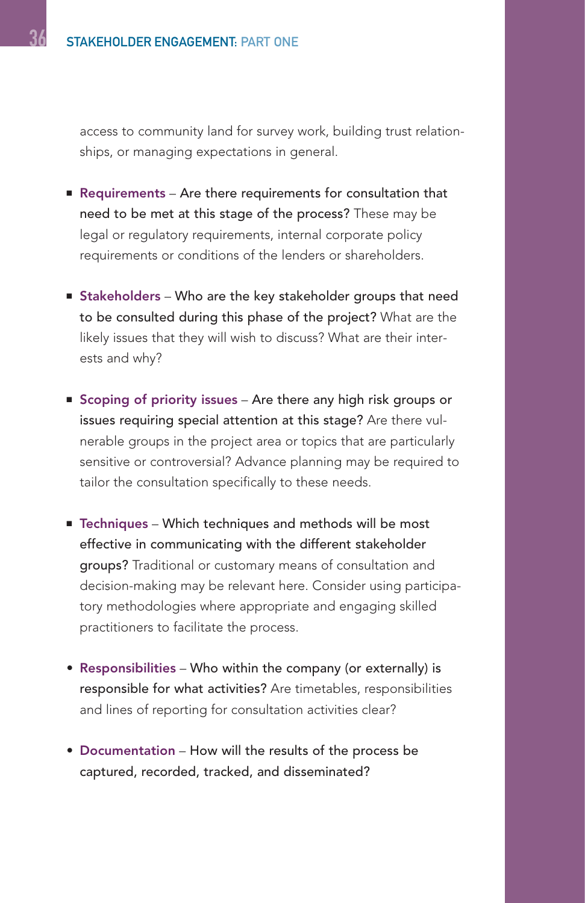access to community land for survey work, building trust relationships, or managing expectations in general.

- **Requirements** – Are there requirements for consultation that need to be met at this stage of the process? These may be legal or regulatory requirements, internal corporate policy requirements or conditions of the lenders or shareholders.

- **Stakeholders** – Who are the key stakeholder groups that need to be consulted during this phase of the project? What are the likely issues that they will wish to discuss? What are their interests and why?

- **Scoping of priority issues** – Are there any high risk groups or issues requiring special attention at this stage? Are there vulnerable groups in the project area or topics that are particularly sensitive or controversial? Advance planning may be required to tailor the consultation specifically to these needs.

- **Techniques** – Which techniques and methods will be most effective in communicating with the different stakeholder groups? Traditional or customary means of consultation and decision-making may be relevant here. Consider using participatory methodologies where appropriate and engaging skilled practitioners to facilitate the process.

- **Responsibilities** – Who within the company (or externally) is responsible for what activities? Are timetables, responsibilities and lines of reporting for consultation activities clear?

- **Documentation** – How will the results of the process be captured, recorded, tracked, and disseminated?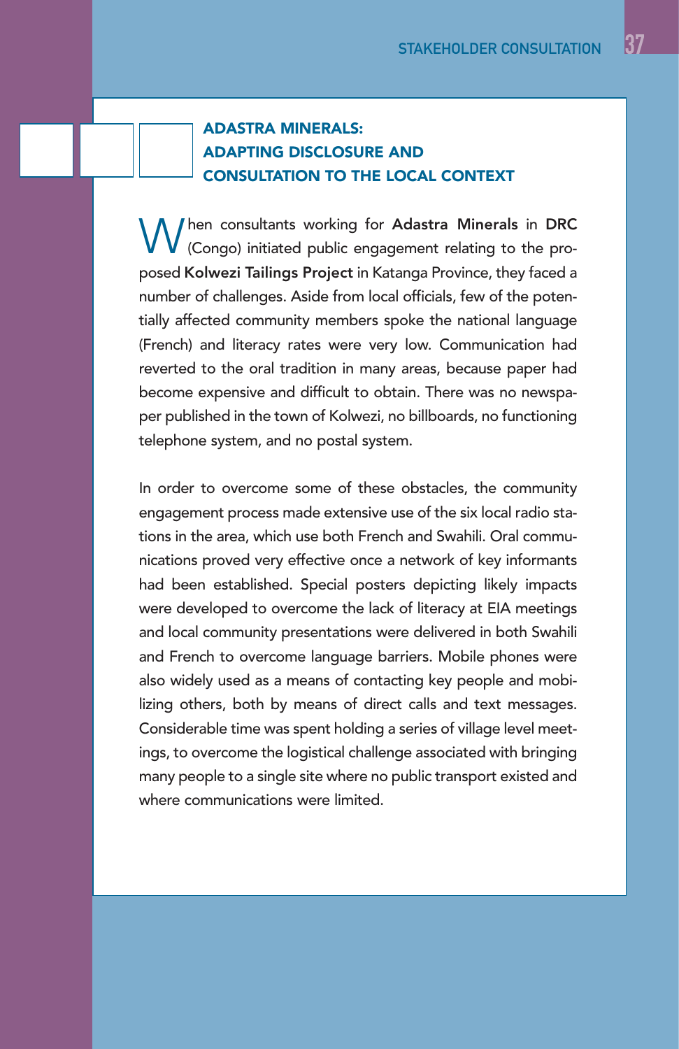## ADASTRA MINERALS: ADAPTING DISCLOSURE AND CONSULTATION TO THE LOCAL CONTEXT

When consultants working for **Adastra Minerals** in **DRC** (Congo) initiated public engagement relating to the proposed **Kolwezi Tailings Project** in Katanga Province, they faced a number of challenges. Aside from local officials, few of the potentially affected community members spoke the national language (French) and literacy rates were very low. Communication had reverted to the oral tradition in many areas, because paper had become expensive and difficult to obtain. There was no newspaper published in the town of Kolwezi, no billboards, no functioning telephone system, and no postal system.

In order to overcome some of these obstacles, the community engagement process made extensive use of the six local radio stations in the area, which use both French and Swahili. Oral communications proved very effective once a network of key informants had been established. Special posters depicting likely impacts were developed to overcome the lack of literacy at EIA meetings and local community presentations were delivered in both Swahili and French to overcome language barriers. Mobile phones were also widely used as a means of contacting key people and mobilizing others, both by means of direct calls and text messages. Considerable time was spent holding a series of village level meetings, to overcome the logistical challenge associated with bringing many people to a single site where no public transport existed and where communications were limited.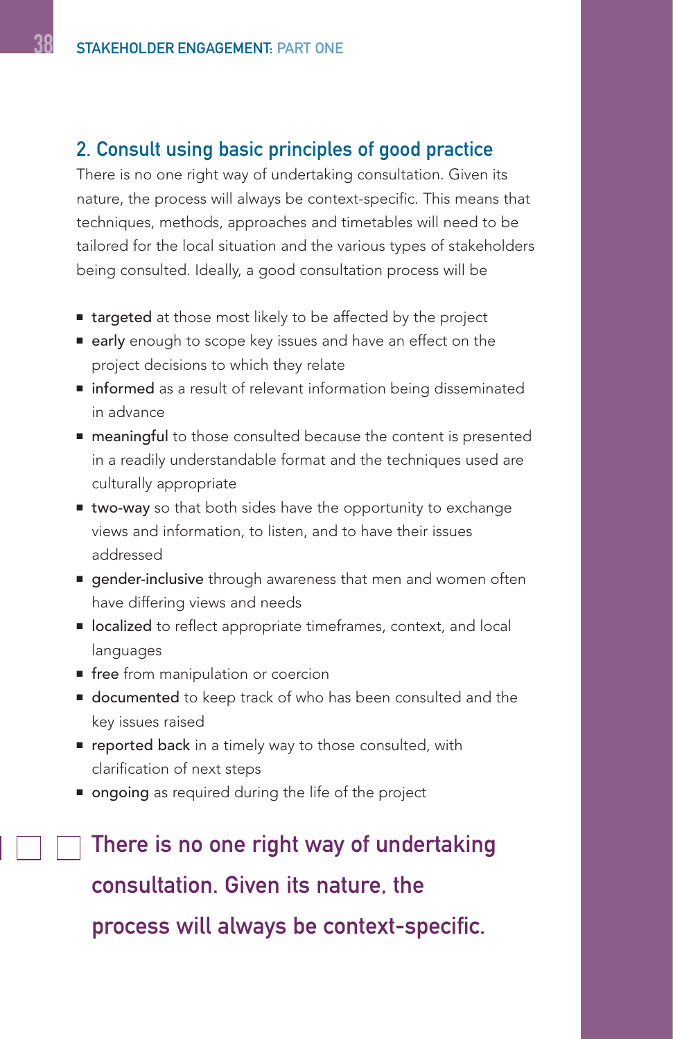## 2. Consult using basic principles of good practice

There is no one right way of undertaking consultation. Given its nature, the process will always be context-specific. This means that techniques, methods, approaches and timetables will need to be tailored for the local situation and the various types of stakeholders being consulted. Ideally, a good consultation process will be

- **targeted** at those most likely to be affected by the project
- **early** enough to scope key issues and have an effect on the project decisions to which they relate
- **informed** as a result of relevant information being disseminated in advance
- **meaningful** to those consulted because the content is presented in a readily understandable format and the techniques used are culturally appropriate
- **two-way** so that both sides have the opportunity to exchange views and information, to listen, and to have their issues addressed
- **gender-inclusive** through awareness that men and women often have differing views and needs
- **localized** to reflect appropriate timeframes, context, and local languages
- **free** from manipulation or coercion
- **documented** to keep track of who has been consulted and the key issues raised
- **reported back** in a timely way to those consulted, with clarification of next steps
- **ongoing** as required during the life of the project

**There is no one right way of undertaking consultation. Given its nature, the process will always be context-specific.**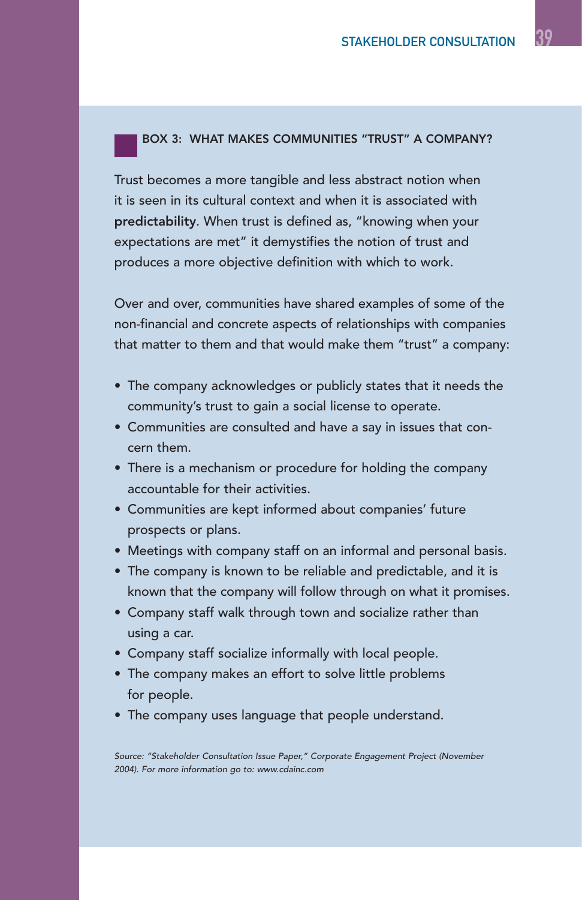### BOX 3: WHAT MAKES COMMUNITIES "TRUST" A COMPANY?

Trust becomes a more tangible and less abstract notion when it is seen in its cultural context and when it is associated with **predictability**. When trust is defined as, "knowing when your expectations are met" it demystifies the notion of trust and produces a more objective definition with which to work.

Over and over, communities have shared examples of some of the non-financial and concrete aspects of relationships with companies that matter to them and that would make them "trust" a company:

- The company acknowledges or publicly states that it needs the community's trust to gain a social license to operate.
- Communities are consulted and have a say in issues that concern them.
- There is a mechanism or procedure for holding the company accountable for their activities.
- Communities are kept informed about companies' future prospects or plans.
- Meetings with company staff on an informal and personal basis.
- The company is known to be reliable and predictable, and it is known that the company will follow through on what it promises.
- Company staff walk through town and socialize rather than using a car.
- Company staff socialize informally with local people.
- The company makes an effort to solve little problems for people.
- The company uses language that people understand.

*Source: "Stakeholder Consultation Issue Paper," Corporate Engagement Project (November 2004). For more information go to: www.cdainc.com*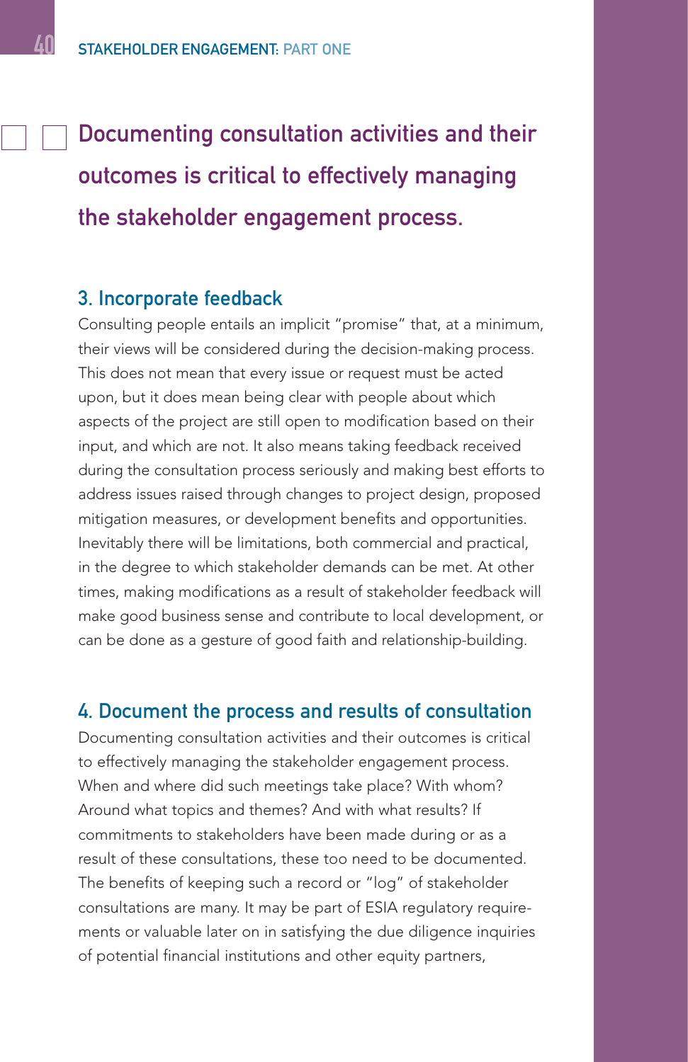**Documenting consultation activities and their outcomes is critical to effectively managing the stakeholder engagement process.**

### 3. Incorporate feedback

Consulting people entails an implicit "promise" that, at a minimum, their views will be considered during the decision-making process. This does not mean that every issue or request must be acted upon, but it does mean being clear with people about which aspects of the project are still open to modification based on their input, and which are not. It also means taking feedback received during the consultation process seriously and making best efforts to address issues raised through changes to project design, proposed mitigation measures, or development benefits and opportunities. Inevitably there will be limitations, both commercial and practical, in the degree to which stakeholder demands can be met. At other times, making modifications as a result of stakeholder feedback will make good business sense and contribute to local development, or can be done as a gesture of good faith and relationship-building.

### 4. Document the process and results of consultation

Documenting consultation activities and their outcomes is critical to effectively managing the stakeholder engagement process. When and where did such meetings take place? With whom? Around what topics and themes? And with what results? If commitments to stakeholders have been made during or as a result of these consultations, these too need to be documented. The benefits of keeping such a record or "log" of stakeholder consultations are many. It may be part of ESIA regulatory requirements or valuable later on in satisfying the due diligence inquiries of potential financial institutions and other equity partners,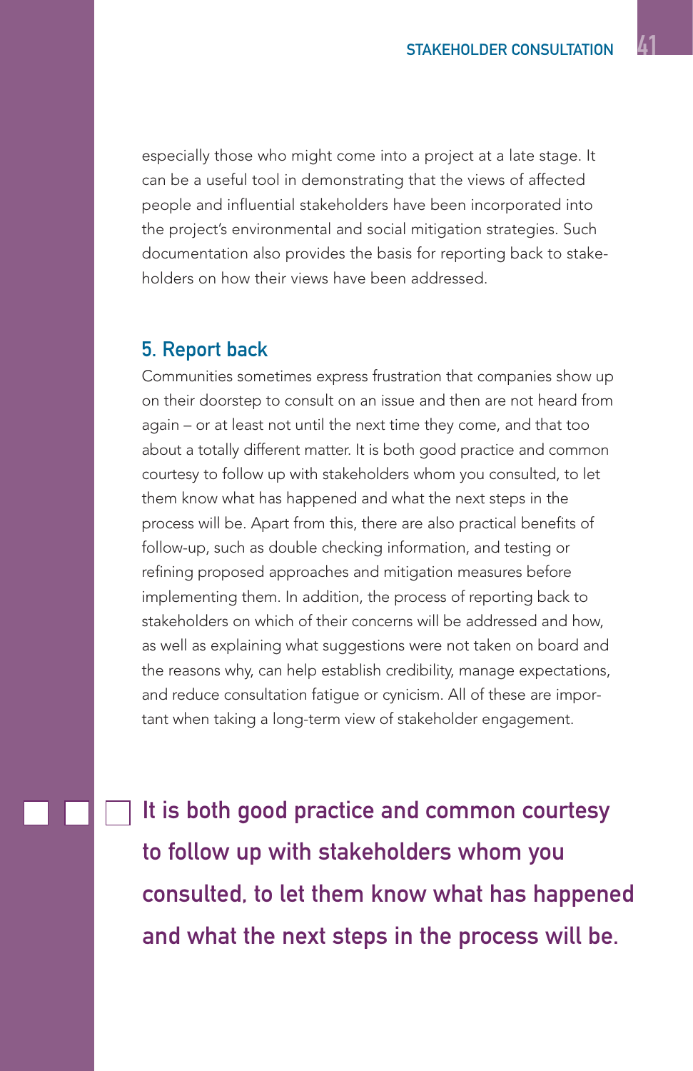especially those who might come into a project at a late stage. It can be a useful tool in demonstrating that the views of affected people and influential stakeholders have been incorporated into the project's environmental and social mitigation strategies. Such documentation also provides the basis for reporting back to stakeholders on how their views have been addressed.

### 5. Report back

Communities sometimes express frustration that companies show up on their doorstep to consult on an issue and then are not heard from again – or at least not until the next time they come, and that too about a totally different matter. It is both good practice and common courtesy to follow up with stakeholders whom you consulted, to let them know what has happened and what the next steps in the process will be. Apart from this, there are also practical benefits of follow-up, such as double checking information, and testing or refining proposed approaches and mitigation measures before implementing them. In addition, the process of reporting back to stakeholders on which of their concerns will be addressed and how, as well as explaining what suggestions were not taken on board and the reasons why, can help establish credibility, manage expectations, and reduce consultation fatigue or cynicism. All of these are important when taking a long-term view of stakeholder engagement.

**It is both good practice and common courtesy to follow up with stakeholders whom you consulted, to let them know what has happened and what the next steps in the process will be.**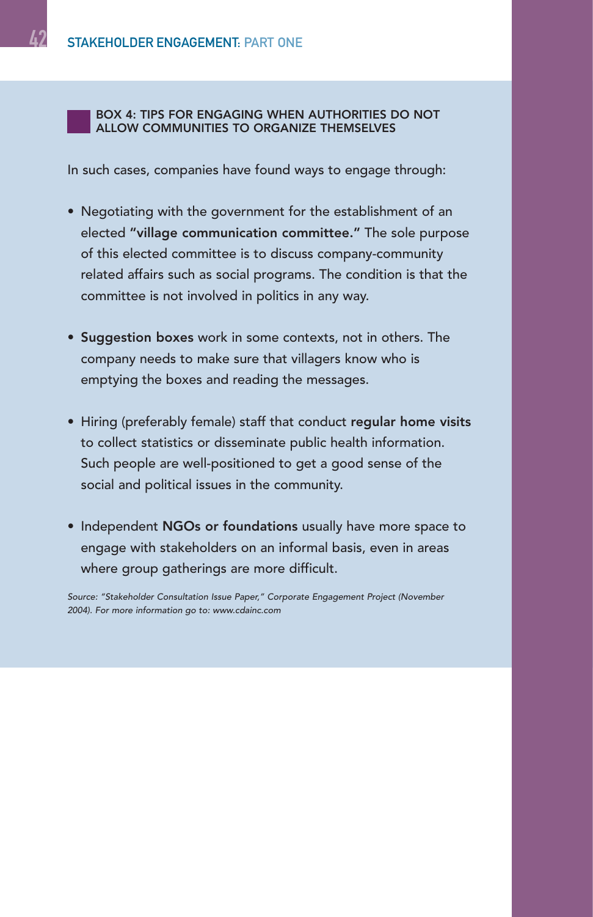### BOX 4: TIPS FOR ENGAGING WHEN AUTHORITIES DO NOT ALLOW COMMUNITIES TO ORGANIZE THEMSELVES

In such cases, companies have found ways to engage through:

- Negotiating with the government for the establishment of an elected **"village communication committee."** The sole purpose of this elected committee is to discuss company-community related affairs such as social programs. The condition is that the committee is not involved in politics in any way.

- **Suggestion boxes** work in some contexts, not in others. The company needs to make sure that villagers know who is emptying the boxes and reading the messages.

- Hiring (preferably female) staff that conduct **regular home visits** to collect statistics or disseminate public health information. Such people are well-positioned to get a good sense of the social and political issues in the community.

- Independent **NGOs or foundations** usually have more space to engage with stakeholders on an informal basis, even in areas where group gatherings are more difficult.

*Source: "Stakeholder Consultation Issue Paper," Corporate Engagement Project (November 2004). For more information go to: www.cdainc.com*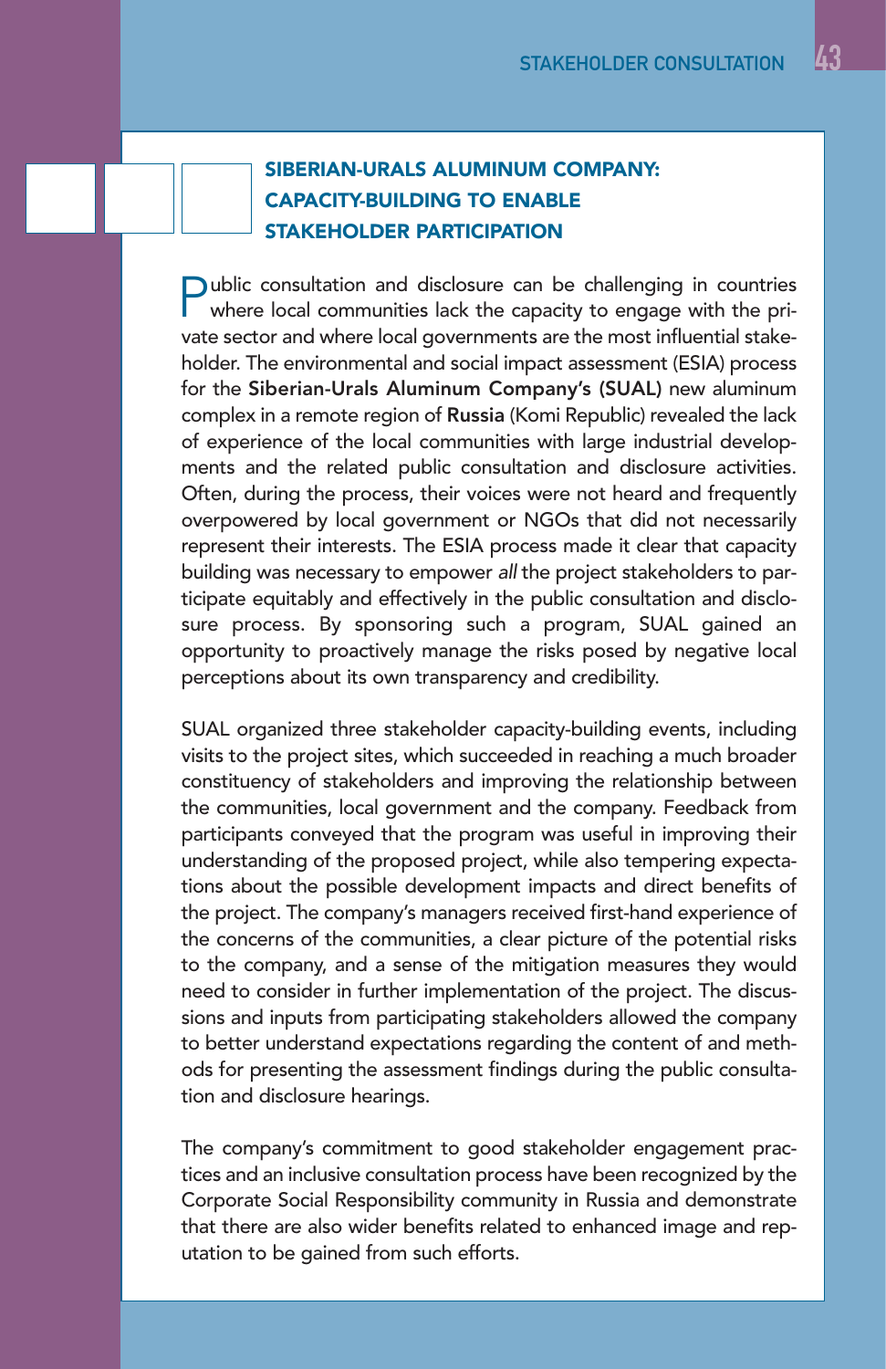### SIBERIAN-URALS ALUMINUM COMPANY: CAPACITY-BUILDING TO ENABLE STAKEHOLDER PARTICIPATION

Public consultation and disclosure can be challenging in countries where local communities lack the capacity to engage with the private sector and where local governments are the most influential stakeholder. The environmental and social impact assessment (ESIA) process for the **Siberian-Urals Aluminum Company's (SUAL)** new aluminum complex in a remote region of **Russia** (Komi Republic) revealed the lack of experience of the local communities with large industrial developments and the related public consultation and disclosure activities. Often, during the process, their voices were not heard and frequently overpowered by local government or NGOs that did not necessarily represent their interests. The ESIA process made it clear that capacity building was necessary to empower *all* the project stakeholders to participate equitably and effectively in the public consultation and disclosure process. By sponsoring such a program, SUAL gained an opportunity to proactively manage the risks posed by negative local perceptions about its own transparency and credibility.

SUAL organized three stakeholder capacity-building events, including visits to the project sites, which succeeded in reaching a much broader constituency of stakeholders and improving the relationship between the communities, local government and the company. Feedback from participants conveyed that the program was useful in improving their understanding of the proposed project, while also tempering expectations about the possible development impacts and direct benefits of the project. The company's managers received first-hand experience of the concerns of the communities, a clear picture of the potential risks to the company, and a sense of the mitigation measures they would need to consider in further implementation of the project. The discussions and inputs from participating stakeholders allowed the company to better understand expectations regarding the content of and methods for presenting the assessment findings during the public consultation and disclosure hearings.

The company's commitment to good stakeholder engagement practices and an inclusive consultation process have been recognized by the Corporate Social Responsibility community in Russia and demonstrate that there are also wider benefits related to enhanced image and reputation to be gained from such efforts.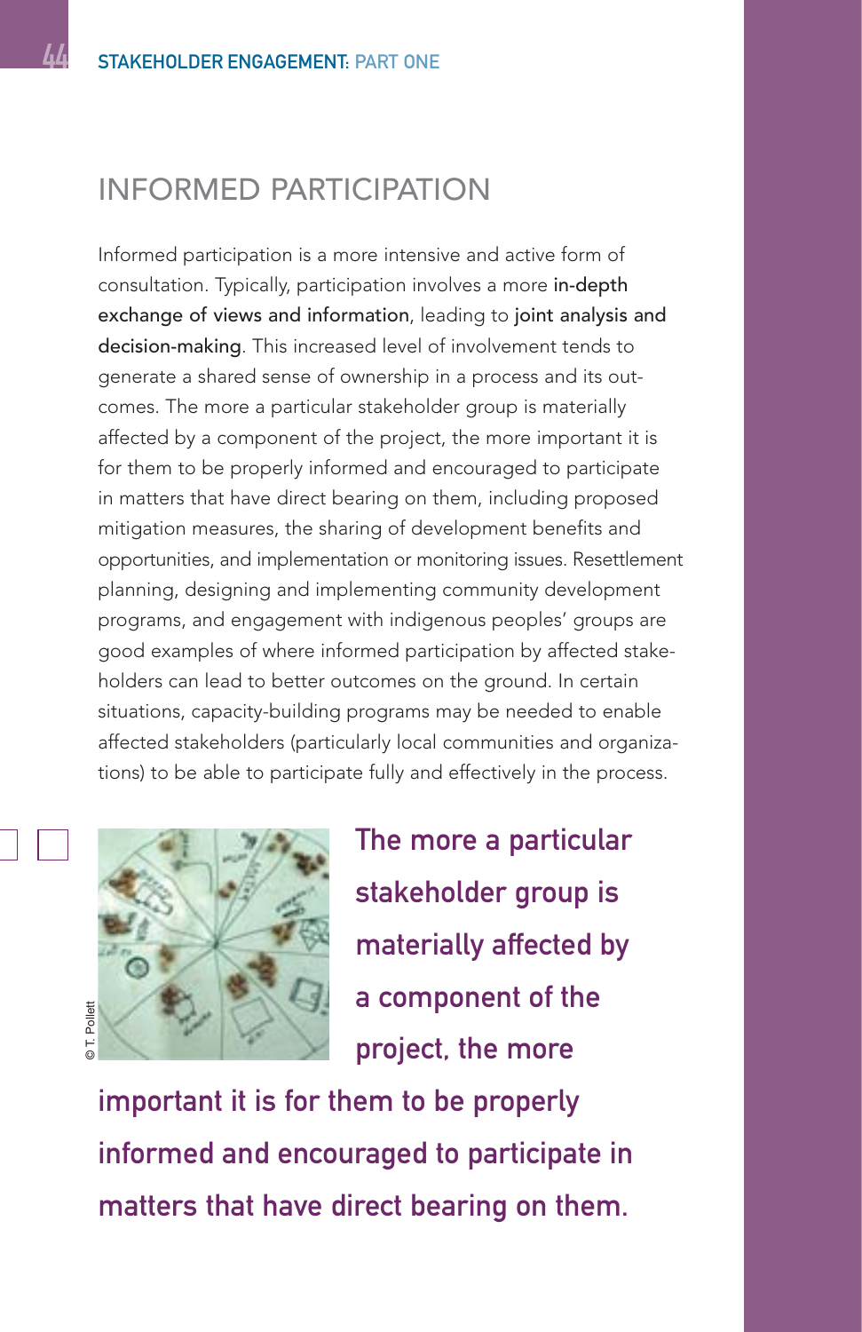## INFORMED PARTICIPATION

Informed participation is a more intensive and active form of consultation. Typically, participation involves a more **in-depth exchange of views and information**, leading to **joint analysis and decision-making**. This increased level of involvement tends to generate a shared sense of ownership in a process and its outcomes. The more a particular stakeholder group is materially affected by a component of the project, the more important it is for them to be properly informed and encouraged to participate in matters that have direct bearing on them, including proposed mitigation measures, the sharing of development benefits and opportunities, and implementation or monitoring issues. Resettlement planning, designing and implementing community development programs, and engagement with indigenous peoples' groups are good examples of where informed participation by affected stakeholders can lead to better outcomes on the ground. In certain situations, capacity-building programs may be needed to enable affected stakeholders (particularly local communities and organizations) to be able to participate fully and effectively in the process.

© T. Pollett

**The more a particular stakeholder group is materially affected by a component of the project, the more important it is for them to be properly informed and encouraged to participate in matters that have direct bearing on them.**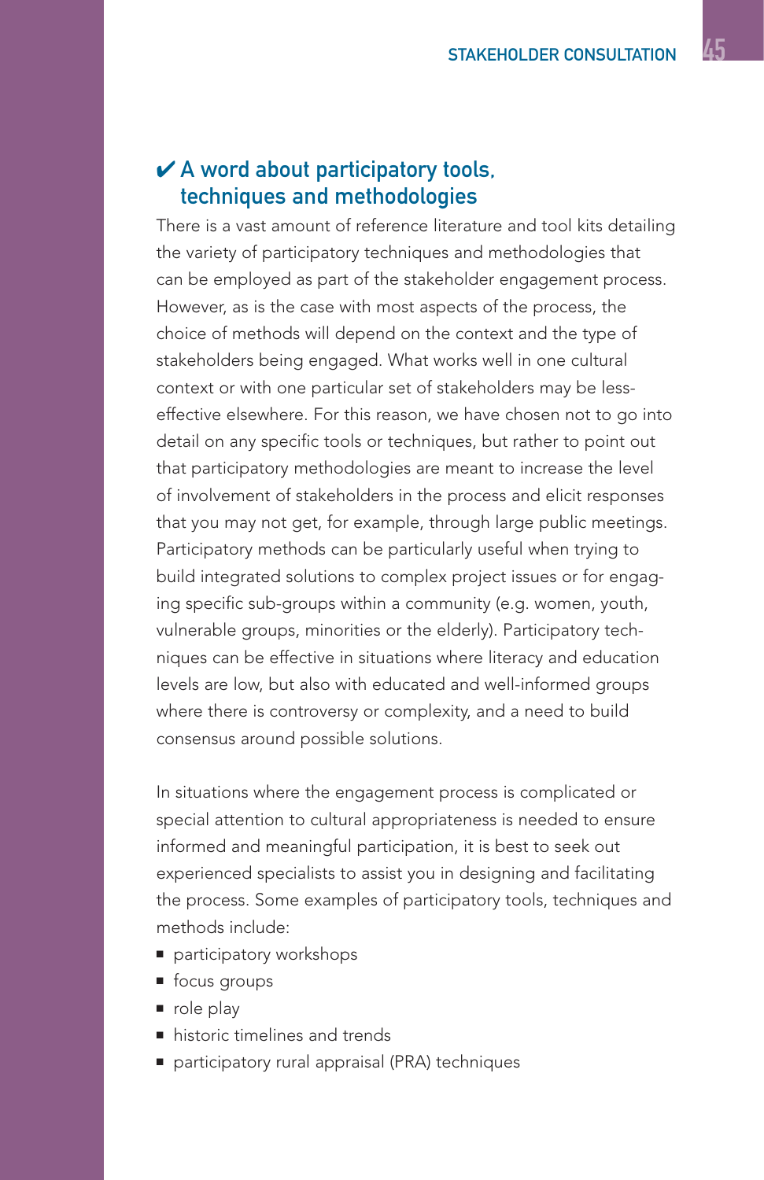## ✔ A word about participatory tools, techniques and methodologies

There is a vast amount of reference literature and tool kits detailing the variety of participatory techniques and methodologies that can be employed as part of the stakeholder engagement process. However, as is the case with most aspects of the process, the choice of methods will depend on the context and the type of stakeholders being engaged. What works well in one cultural context or with one particular set of stakeholders may be less-effective elsewhere. For this reason, we have chosen not to go into detail on any specific tools or techniques, but rather to point out that participatory methodologies are meant to increase the level of involvement of stakeholders in the process and elicit responses that you may not get, for example, through large public meetings. Participatory methods can be particularly useful when trying to build integrated solutions to complex project issues or for engaging specific sub-groups within a community (e.g. women, youth, vulnerable groups, minorities or the elderly). Participatory techniques can be effective in situations where literacy and education levels are low, but also with educated and well-informed groups where there is controversy or complexity, and a need to build consensus around possible solutions.

In situations where the engagement process is complicated or special attention to cultural appropriateness is needed to ensure informed and meaningful participation, it is best to seek out experienced specialists to assist you in designing and facilitating the process. Some examples of participatory tools, techniques and methods include:

- participatory workshops
- focus groups
- role play
- historic timelines and trends
- participatory rural appraisal (PRA) techniques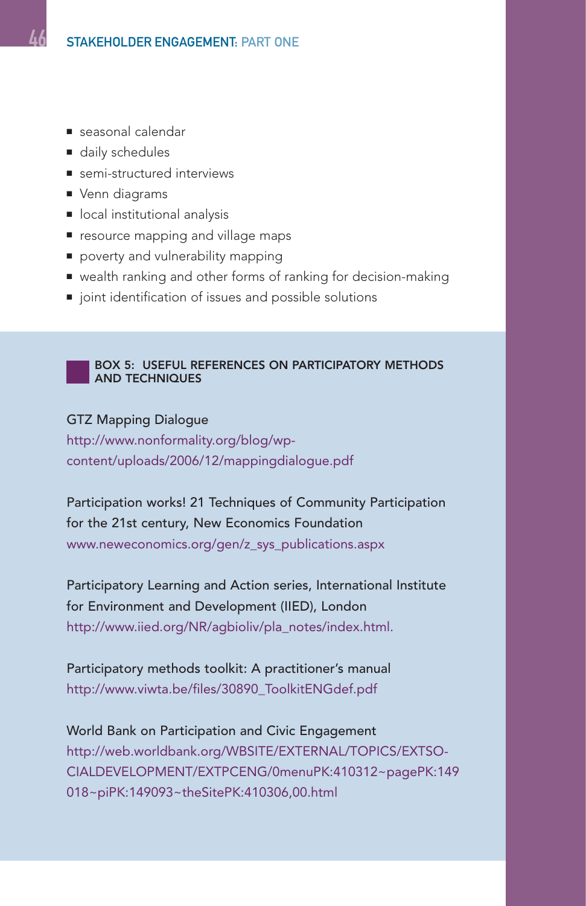- seasonal calendar
- daily schedules
- semi-structured interviews
- Venn diagrams
- local institutional analysis
- resource mapping and village maps
- poverty and vulnerability mapping
- wealth ranking and other forms of ranking for decision-making
- joint identification of issues and possible solutions

**BOX 5: USEFUL REFERENCES ON PARTICIPATORY METHODS AND TECHNIQUES**

GTZ Mapping Dialogue
http://www.nonformality.org/blog/wp-content/uploads/2006/12/mappingdialogue.pdf

Participation works! 21 Techniques of Community Participation for the 21st century, New Economics Foundation
www.neweconomics.org/gen/z_sys_publications.aspx

Participatory Learning and Action series, International Institute for Environment and Development (IIED), London
http://www.iied.org/NR/agbioliv/pla_notes/index.html.

Participatory methods toolkit: A practitioner's manual
http://www.viwta.be/files/30890_ToolkitENGdef.pdf

World Bank on Participation and Civic Engagement
http://web.worldbank.org/WBSITE/EXTERNAL/TOPICS/EXTSOCIALDEVELOPMENT/EXTPCENG/0menuPK:410312~pagePK:149018~piPK:149093~theSitePK:410306,00.html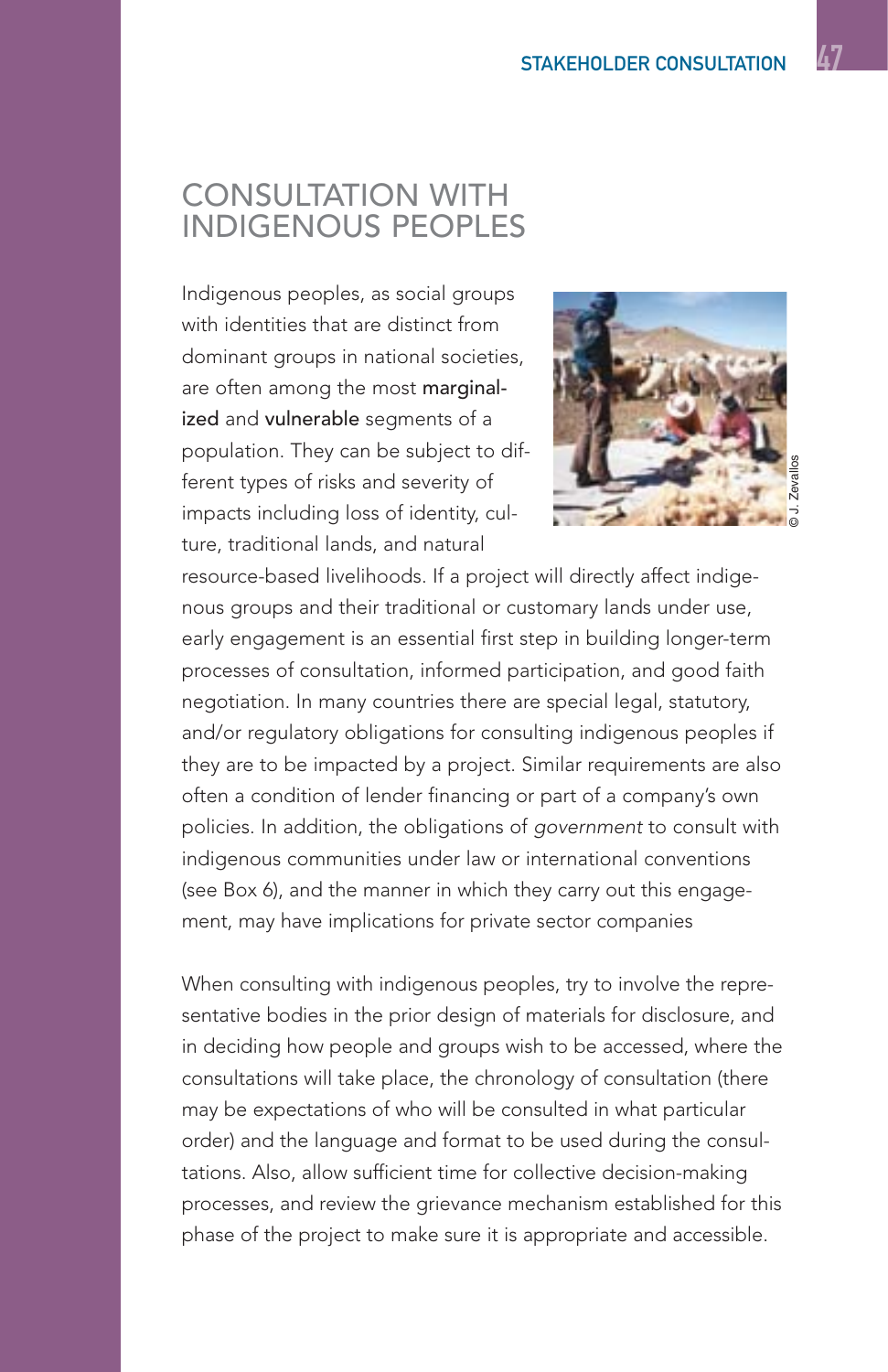# CONSULTATION WITH INDIGENOUS PEOPLES

Indigenous peoples, as social groups with identities that are distinct from dominant groups in national societies, are often among the most **marginalized** and **vulnerable** segments of a population. They can be subject to different types of risks and severity of impacts including loss of identity, culture, traditional lands, and natural resource-based livelihoods. If a project will directly affect indigenous groups and their traditional or customary lands under use, early engagement is an essential first step in building longer-term processes of consultation, informed participation, and good faith negotiation. In many countries there are special legal, statutory, and/or regulatory obligations for consulting indigenous peoples if they are to be impacted by a project. Similar requirements are also often a condition of lender financing or part of a company's own policies. In addition, the obligations of *government* to consult with indigenous communities under law or international conventions (see Box 6), and the manner in which they carry out this engagement, may have implications for private sector companies

When consulting with indigenous peoples, try to involve the representative bodies in the prior design of materials for disclosure, and in deciding how people and groups wish to be accessed, where the consultations will take place, the chronology of consultation (there may be expectations of who will be consulted in what particular order) and the language and format to be used during the consultations. Also, allow sufficient time for collective decision-making processes, and review the grievance mechanism established for this phase of the project to make sure it is appropriate and accessible.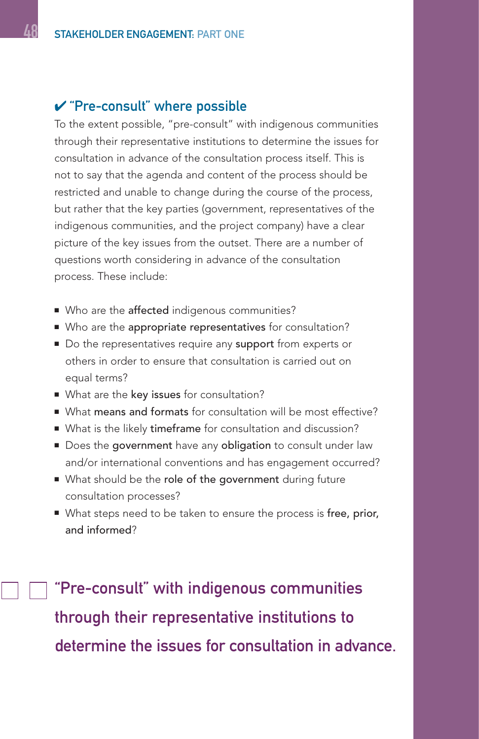### ✔ "Pre-consult" where possible

To the extent possible, "pre-consult" with indigenous communities through their representative institutions to determine the issues for consultation in advance of the consultation process itself. This is not to say that the agenda and content of the process should be restricted and unable to change during the course of the process, but rather that the key parties (government, representatives of the indigenous communities, and the project company) have a clear picture of the key issues from the outset. There are a number of questions worth considering in advance of the consultation process. These include:

- Who are the **affected** indigenous communities?
- Who are the **appropriate representatives** for consultation?
- Do the representatives require any **support** from experts or others in order to ensure that consultation is carried out on equal terms?
- What are the **key issues** for consultation?
- What **means and formats** for consultation will be most effective?
- What is the likely **timeframe** for consultation and discussion?
- Does the **government** have any **obligation** to consult under law and/or international conventions and has engagement occurred?
- What should be the **role of the government** during future consultation processes?
- What steps need to be taken to ensure the process is **free, prior, and informed**?

**"Pre-consult" with indigenous communities through their representative institutions to determine the issues for consultation in advance.**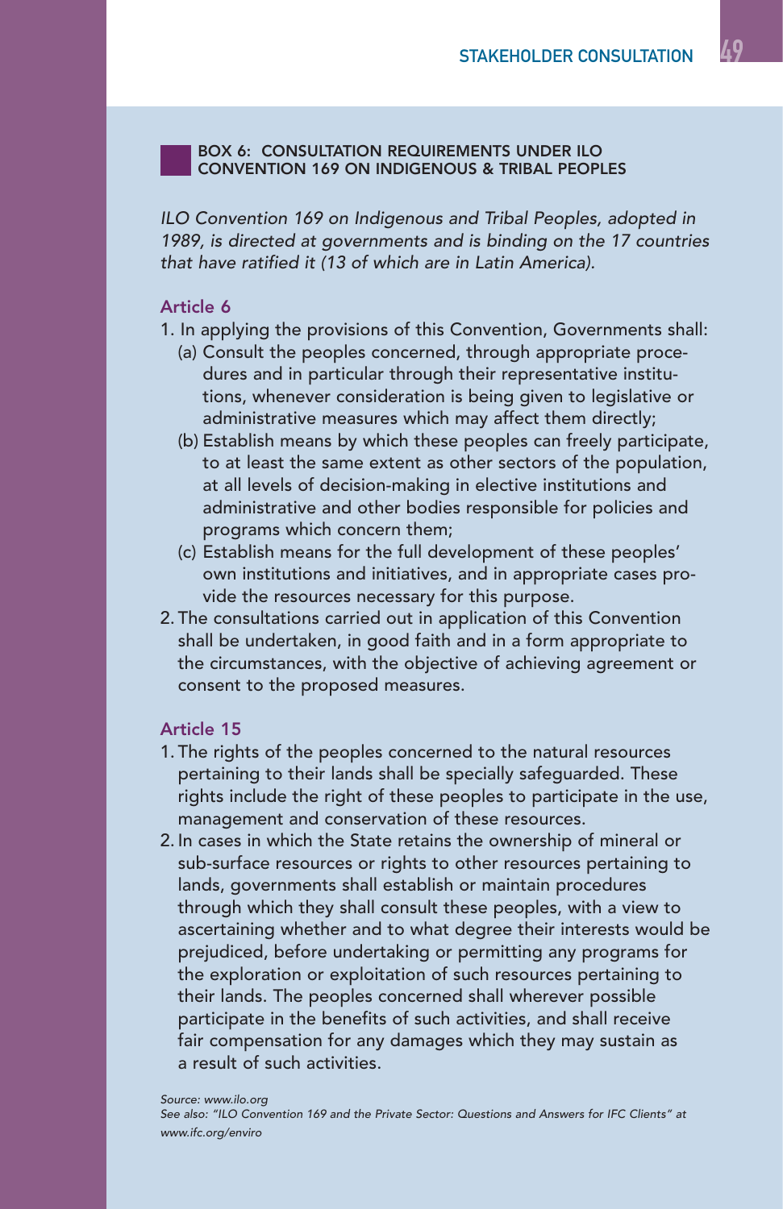### BOX 6: CONSULTATION REQUIREMENTS UNDER ILO CONVENTION 169 ON INDIGENOUS & TRIBAL PEOPLES

*ILO Convention 169 on Indigenous and Tribal Peoples, adopted in 1989, is directed at governments and is binding on the 17 countries that have ratified it (13 of which are in Latin America).*

#### Article 6

1. In applying the provisions of this Convention, Governments shall:
   - (a) Consult the peoples concerned, through appropriate procedures and in particular through their representative institutions, whenever consideration is being given to legislative or administrative measures which may affect them directly;
   - (b) Establish means by which these peoples can freely participate, to at least the same extent as other sectors of the population, at all levels of decision-making in elective institutions and administrative and other bodies responsible for policies and programs which concern them;
   - (c) Establish means for the full development of these peoples' own institutions and initiatives, and in appropriate cases provide the resources necessary for this purpose.
2. The consultations carried out in application of this Convention shall be undertaken, in good faith and in a form appropriate to the circumstances, with the objective of achieving agreement or consent to the proposed measures.

#### Article 15

1. The rights of the peoples concerned to the natural resources pertaining to their lands shall be specially safeguarded. These rights include the right of these peoples to participate in the use, management and conservation of these resources.
2. In cases in which the State retains the ownership of mineral or sub-surface resources or rights to other resources pertaining to lands, governments shall establish or maintain procedures through which they shall consult these peoples, with a view to ascertaining whether and to what degree their interests would be prejudiced, before undertaking or permitting any programs for the exploration or exploitation of such resources pertaining to their lands. The peoples concerned shall wherever possible participate in the benefits of such activities, and shall receive fair compensation for any damages which they may sustain as a result of such activities.

*Source: www.ilo.org*
*See also: "ILO Convention 169 and the Private Sector: Questions and Answers for IFC Clients" at www.ifc.org/enviro*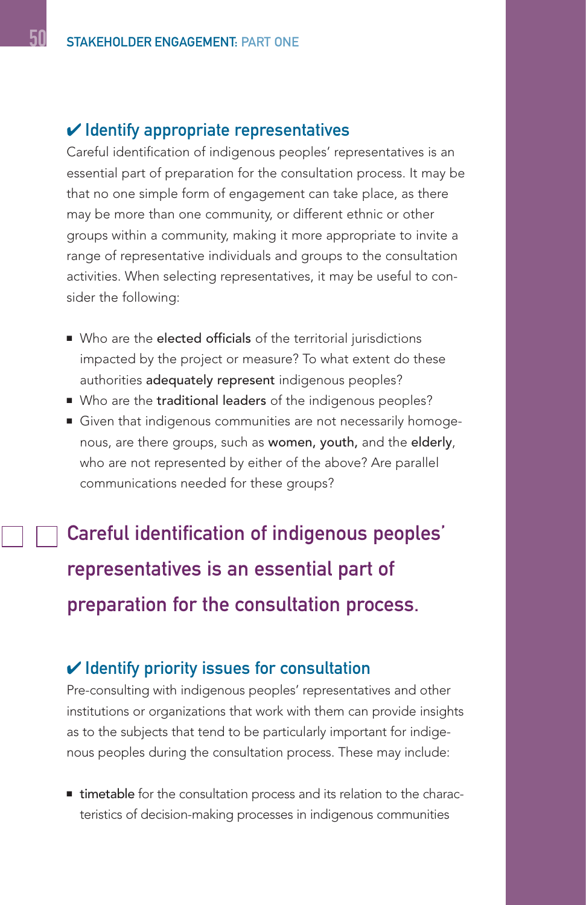### ✔ Identify appropriate representatives

Careful identification of indigenous peoples' representatives is an essential part of preparation for the consultation process. It may be that no one simple form of engagement can take place, as there may be more than one community, or different ethnic or other groups within a community, making it more appropriate to invite a range of representative individuals and groups to the consultation activities. When selecting representatives, it may be useful to consider the following:

- Who are the **elected officials** of the territorial jurisdictions impacted by the project or measure? To what extent do these authorities **adequately represent** indigenous peoples?
- Who are the **traditional leaders** of the indigenous peoples?
- Given that indigenous communities are not necessarily homogenous, are there groups, such as **women, youth,** and the **elderly**, who are not represented by either of the above? Are parallel communications needed for these groups?

> **Careful identification of indigenous peoples' representatives is an essential part of preparation for the consultation process.**

### ✔ Identify priority issues for consultation

Pre-consulting with indigenous peoples' representatives and other institutions or organizations that work with them can provide insights as to the subjects that tend to be particularly important for indigenous peoples during the consultation process. These may include:

- **timetable** for the consultation process and its relation to the characteristics of decision-making processes in indigenous communities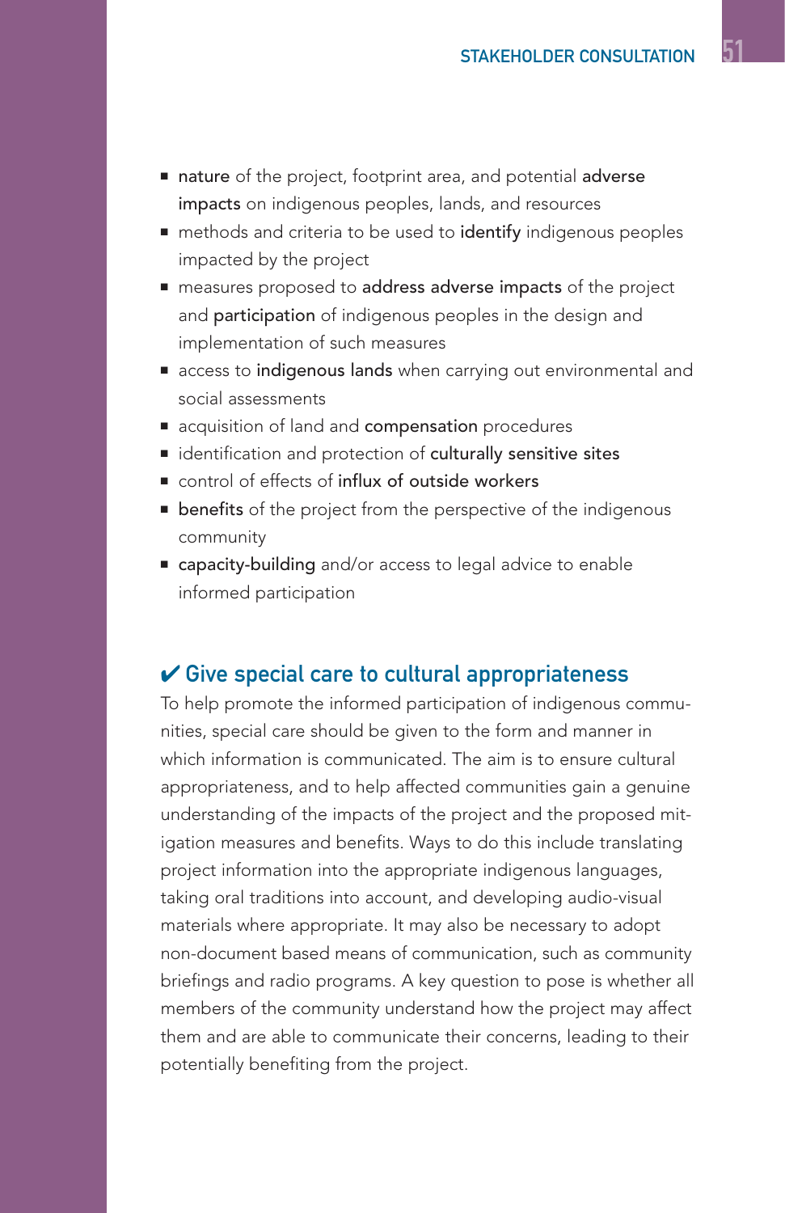- **nature** of the project, footprint area, and potential **adverse impacts** on indigenous peoples, lands, and resources
- methods and criteria to be used to **identify** indigenous peoples impacted by the project
- measures proposed to **address adverse impacts** of the project and **participation** of indigenous peoples in the design and implementation of such measures
- access to **indigenous lands** when carrying out environmental and social assessments
- acquisition of land and **compensation** procedures
- identification and protection of **culturally sensitive sites**
- control of effects of **influx of outside workers**
- **benefits** of the project from the perspective of the indigenous community
- **capacity-building** and/or access to legal advice to enable informed participation

### ✔ Give special care to cultural appropriateness

To help promote the informed participation of indigenous communities, special care should be given to the form and manner in which information is communicated. The aim is to ensure cultural appropriateness, and to help affected communities gain a genuine understanding of the impacts of the project and the proposed mitigation measures and benefits. Ways to do this include translating project information into the appropriate indigenous languages, taking oral traditions into account, and developing audio-visual materials where appropriate. It may also be necessary to adopt non-document based means of communication, such as community briefings and radio programs. A key question to pose is whether all members of the community understand how the project may affect them and are able to communicate their concerns, leading to their potentially benefiting from the project.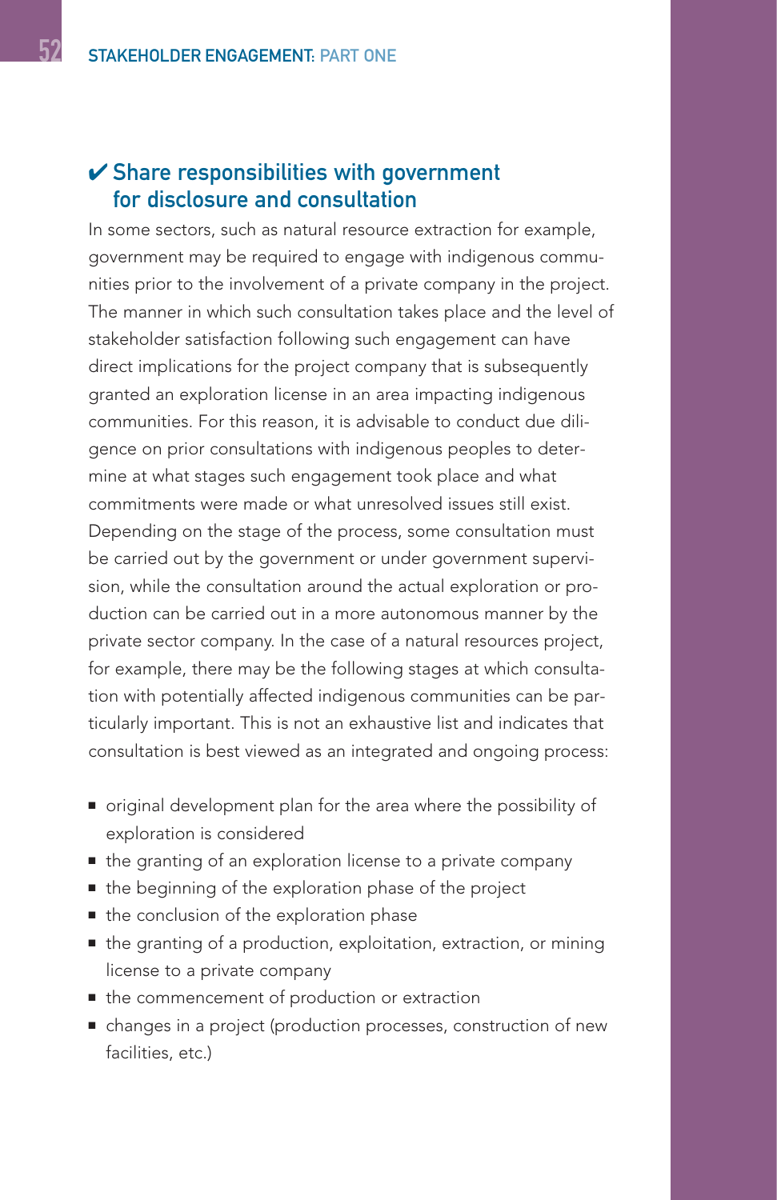## ✔ Share responsibilities with government for disclosure and consultation

In some sectors, such as natural resource extraction for example, government may be required to engage with indigenous communities prior to the involvement of a private company in the project. The manner in which such consultation takes place and the level of stakeholder satisfaction following such engagement can have direct implications for the project company that is subsequently granted an exploration license in an area impacting indigenous communities. For this reason, it is advisable to conduct due diligence on prior consultations with indigenous peoples to determine at what stages such engagement took place and what commitments were made or what unresolved issues still exist. Depending on the stage of the process, some consultation must be carried out by the government or under government supervision, while the consultation around the actual exploration or production can be carried out in a more autonomous manner by the private sector company. In the case of a natural resources project, for example, there may be the following stages at which consultation with potentially affected indigenous communities can be particularly important. This is not an exhaustive list and indicates that consultation is best viewed as an integrated and ongoing process:

- original development plan for the area where the possibility of exploration is considered
- the granting of an exploration license to a private company
- the beginning of the exploration phase of the project
- the conclusion of the exploration phase
- the granting of a production, exploitation, extraction, or mining license to a private company
- the commencement of production or extraction
- changes in a project (production processes, construction of new facilities, etc.)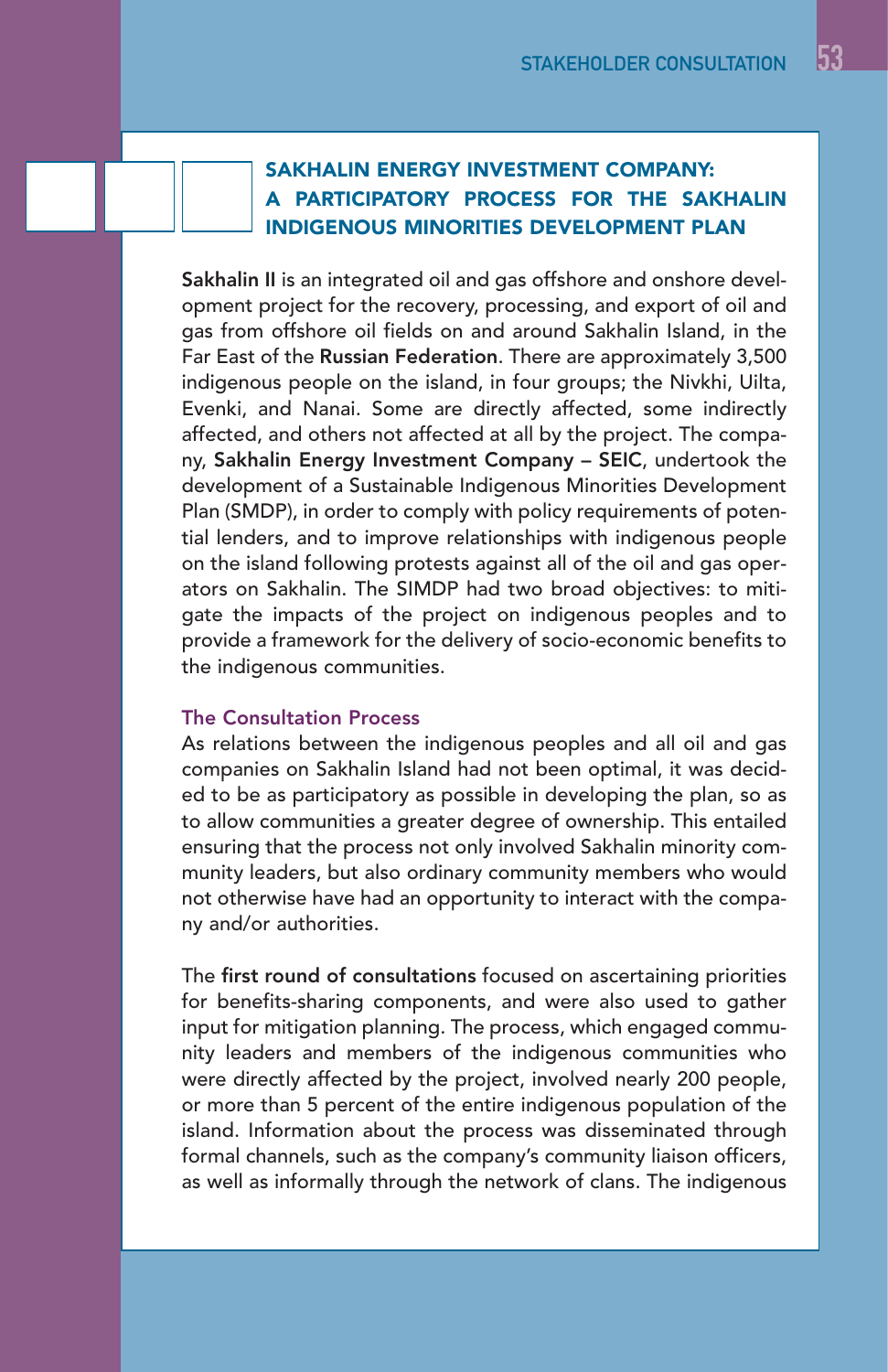## SAKHALIN ENERGY INVESTMENT COMPANY: A PARTICIPATORY PROCESS FOR THE SAKHALIN INDIGENOUS MINORITIES DEVELOPMENT PLAN

**Sakhalin II** is an integrated oil and gas offshore and onshore development project for the recovery, processing, and export of oil and gas from offshore oil fields on and around Sakhalin Island, in the Far East of the **Russian Federation**. There are approximately 3,500 indigenous people on the island, in four groups; the Nivkhi, Uilta, Evenki, and Nanai. Some are directly affected, some indirectly affected, and others not affected at all by the project. The company, **Sakhalin Energy Investment Company – SEIC**, undertook the development of a Sustainable Indigenous Minorities Development Plan (SMDP), in order to comply with policy requirements of potential lenders, and to improve relationships with indigenous people on the island following protests against all of the oil and gas operators on Sakhalin. The SIMDP had two broad objectives: to mitigate the impacts of the project on indigenous peoples and to provide a framework for the delivery of socio-economic benefits to the indigenous communities.

### The Consultation Process

As relations between the indigenous peoples and all oil and gas companies on Sakhalin Island had not been optimal, it was decided to be as participatory as possible in developing the plan, so as to allow communities a greater degree of ownership. This entailed ensuring that the process not only involved Sakhalin minority community leaders, but also ordinary community members who would not otherwise have had an opportunity to interact with the company and/or authorities.

The **first round of consultations** focused on ascertaining priorities for benefits-sharing components, and were also used to gather input for mitigation planning. The process, which engaged community leaders and members of the indigenous communities who were directly affected by the project, involved nearly 200 people, or more than 5 percent of the entire indigenous population of the island. Information about the process was disseminated through formal channels, such as the company's community liaison officers, as well as informally through the network of clans. The indigenous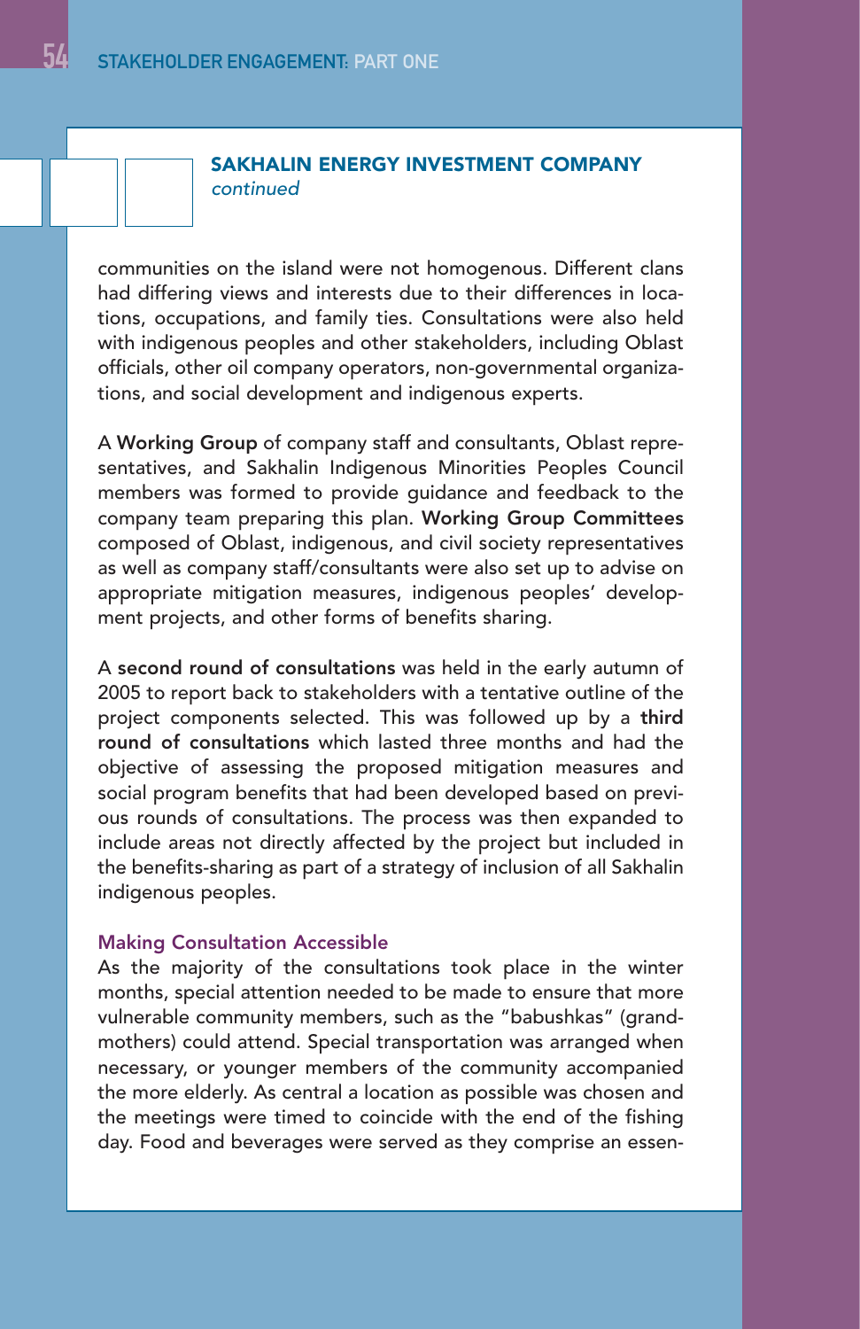## SAKHALIN ENERGY INVESTMENT COMPANY

*continued*

communities on the island were not homogenous. Different clans had differing views and interests due to their differences in locations, occupations, and family ties. Consultations were also held with indigenous peoples and other stakeholders, including Oblast officials, other oil company operators, non-governmental organizations, and social development and indigenous experts.

A **Working Group** of company staff and consultants, Oblast representatives, and Sakhalin Indigenous Minorities Peoples Council members was formed to provide guidance and feedback to the company team preparing this plan. **Working Group Committees** composed of Oblast, indigenous, and civil society representatives as well as company staff/consultants were also set up to advise on appropriate mitigation measures, indigenous peoples' development projects, and other forms of benefits sharing.

A **second round of consultations** was held in the early autumn of 2005 to report back to stakeholders with a tentative outline of the project components selected. This was followed up by a **third round of consultations** which lasted three months and had the objective of assessing the proposed mitigation measures and social program benefits that had been developed based on previous rounds of consultations. The process was then expanded to include areas not directly affected by the project but included in the benefits-sharing as part of a strategy of inclusion of all Sakhalin indigenous peoples.

### Making Consultation Accessible

As the majority of the consultations took place in the winter months, special attention needed to be made to ensure that more vulnerable community members, such as the "babushkas" (grandmothers) could attend. Special transportation was arranged when necessary, or younger members of the community accompanied the more elderly. As central a location as possible was chosen and the meetings were timed to coincide with the end of the fishing day. Food and beverages were served as they comprise an essen-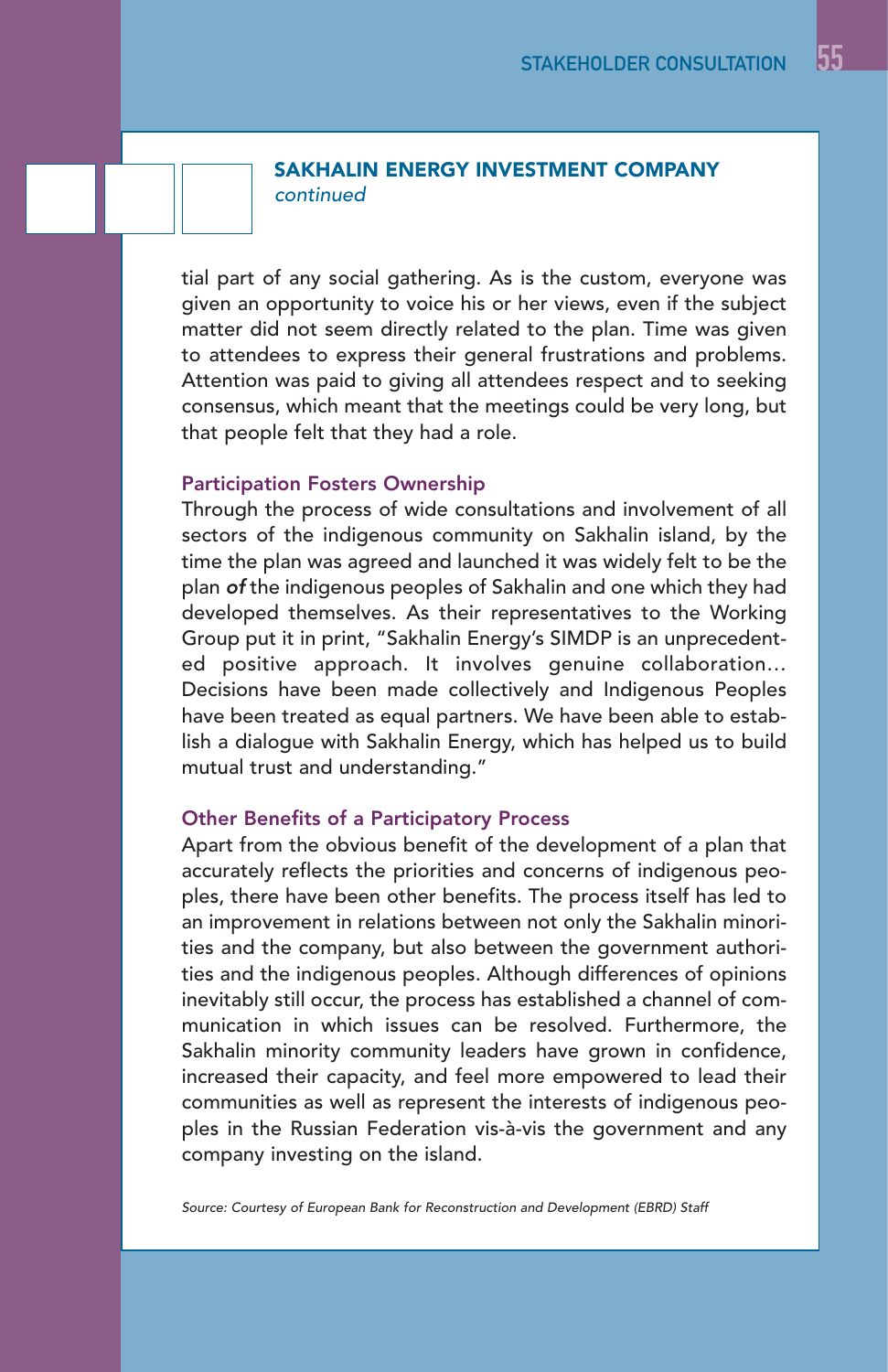## SAKHALIN ENERGY INVESTMENT COMPANY

*continued*

tial part of any social gathering. As is the custom, everyone was given an opportunity to voice his or her views, even if the subject matter did not seem directly related to the plan. Time was given to attendees to express their general frustrations and problems. Attention was paid to giving all attendees respect and to seeking consensus, which meant that the meetings could be very long, but that people felt that they had a role.

### Participation Fosters Ownership

Through the process of wide consultations and involvement of all sectors of the indigenous community on Sakhalin island, by the time the plan was agreed and launched it was widely felt to be the plan ***of*** the indigenous peoples of Sakhalin and one which they had developed themselves. As their representatives to the Working Group put it in print, "Sakhalin Energy's SIMDP is an unprecedented positive approach. It involves genuine collaboration… Decisions have been made collectively and Indigenous Peoples have been treated as equal partners. We have been able to establish a dialogue with Sakhalin Energy, which has helped us to build mutual trust and understanding."

### Other Benefits of a Participatory Process

Apart from the obvious benefit of the development of a plan that accurately reflects the priorities and concerns of indigenous peoples, there have been other benefits. The process itself has led to an improvement in relations between not only the Sakhalin minorities and the company, but also between the government authorities and the indigenous peoples. Although differences of opinions inevitably still occur, the process has established a channel of communication in which issues can be resolved. Furthermore, the Sakhalin minority community leaders have grown in confidence, increased their capacity, and feel more empowered to lead their communities as well as represent the interests of indigenous peoples in the Russian Federation vis-à-vis the government and any company investing on the island.

*Source: Courtesy of European Bank for Reconstruction and Development (EBRD) Staff*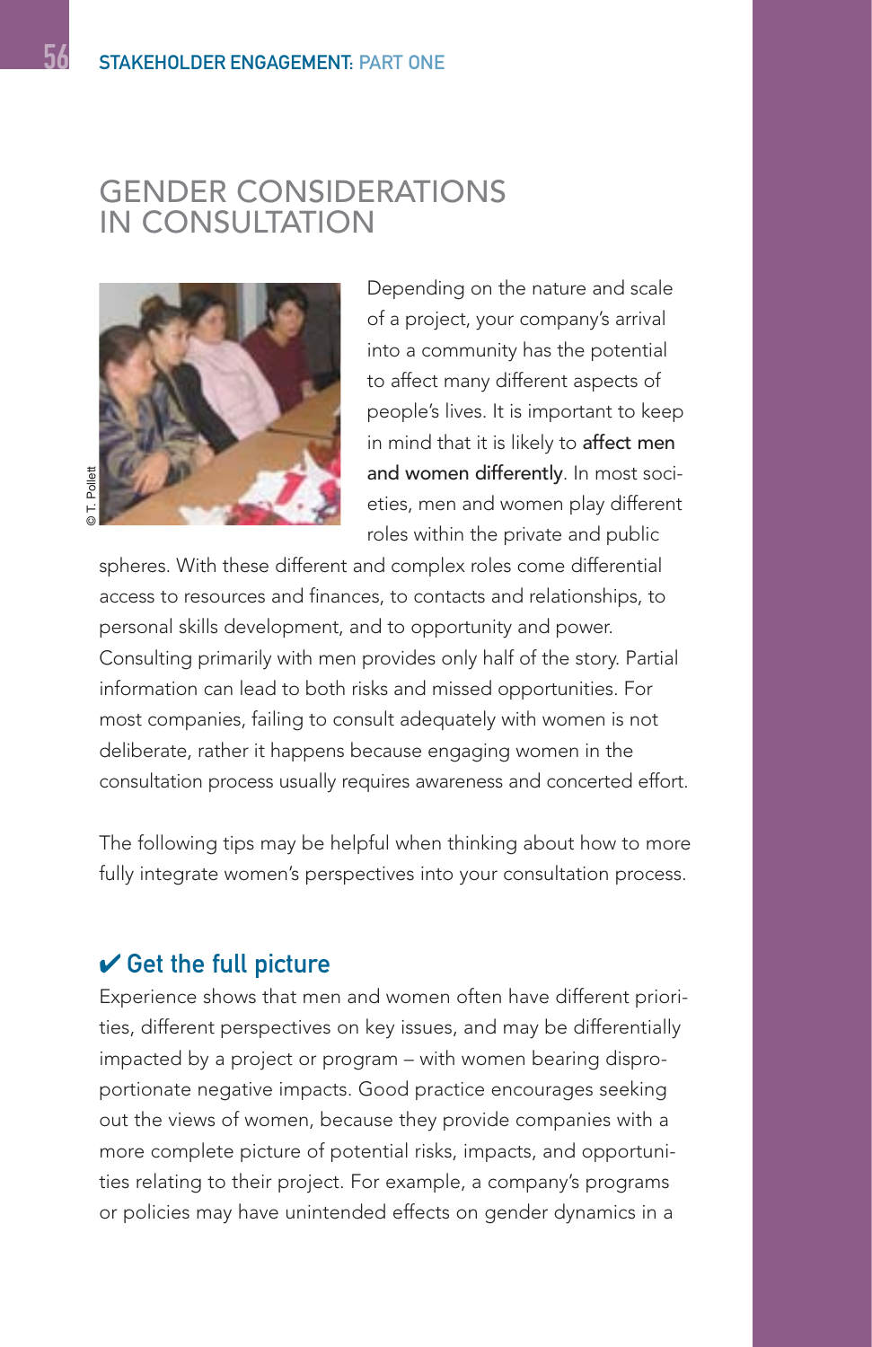# GENDER CONSIDERATIONS IN CONSULTATION

© T. Pollett

Depending on the nature and scale of a project, your company's arrival into a community has the potential to affect many different aspects of people's lives. It is important to keep in mind that it is likely to **affect men and women differently**. In most societies, men and women play different roles within the private and public spheres. With these different and complex roles come differential access to resources and finances, to contacts and relationships, to personal skills development, and to opportunity and power. Consulting primarily with men provides only half of the story. Partial information can lead to both risks and missed opportunities. For most companies, failing to consult adequately with women is not deliberate, rather it happens because engaging women in the consultation process usually requires awareness and concerted effort.

The following tips may be helpful when thinking about how to more fully integrate women's perspectives into your consultation process.

### ✔ Get the full picture

Experience shows that men and women often have different priorities, different perspectives on key issues, and may be differentially impacted by a project or program – with women bearing disproportionate negative impacts. Good practice encourages seeking out the views of women, because they provide companies with a more complete picture of potential risks, impacts, and opportunities relating to their project. For example, a company's programs or policies may have unintended effects on gender dynamics in a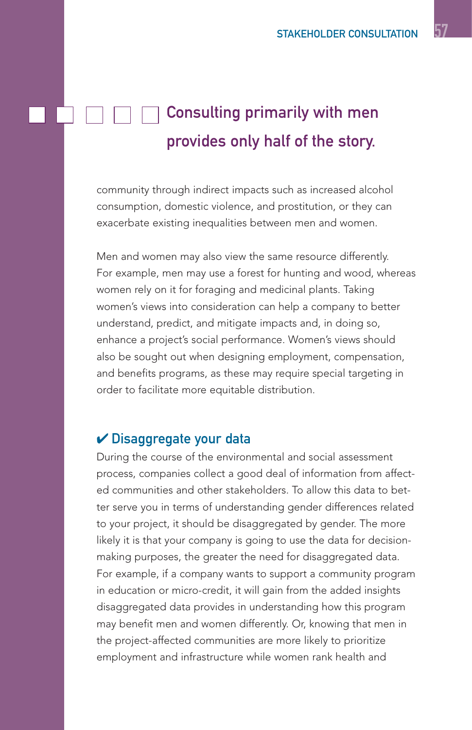**Consulting primarily with men provides only half of the story.**

community through indirect impacts such as increased alcohol consumption, domestic violence, and prostitution, or they can exacerbate existing inequalities between men and women.

Men and women may also view the same resource differently. For example, men may use a forest for hunting and wood, whereas women rely on it for foraging and medicinal plants. Taking women's views into consideration can help a company to better understand, predict, and mitigate impacts and, in doing so, enhance a project's social performance. Women's views should also be sought out when designing employment, compensation, and benefits programs, as these may require special targeting in order to facilitate more equitable distribution.

### ✔ Disaggregate your data

During the course of the environmental and social assessment process, companies collect a good deal of information from affected communities and other stakeholders. To allow this data to better serve you in terms of understanding gender differences related to your project, it should be disaggregated by gender. The more likely it is that your company is going to use the data for decision-making purposes, the greater the need for disaggregated data. For example, if a company wants to support a community program in education or micro-credit, it will gain from the added insights disaggregated data provides in understanding how this program may benefit men and women differently. Or, knowing that men in the project-affected communities are more likely to prioritize employment and infrastructure while women rank health and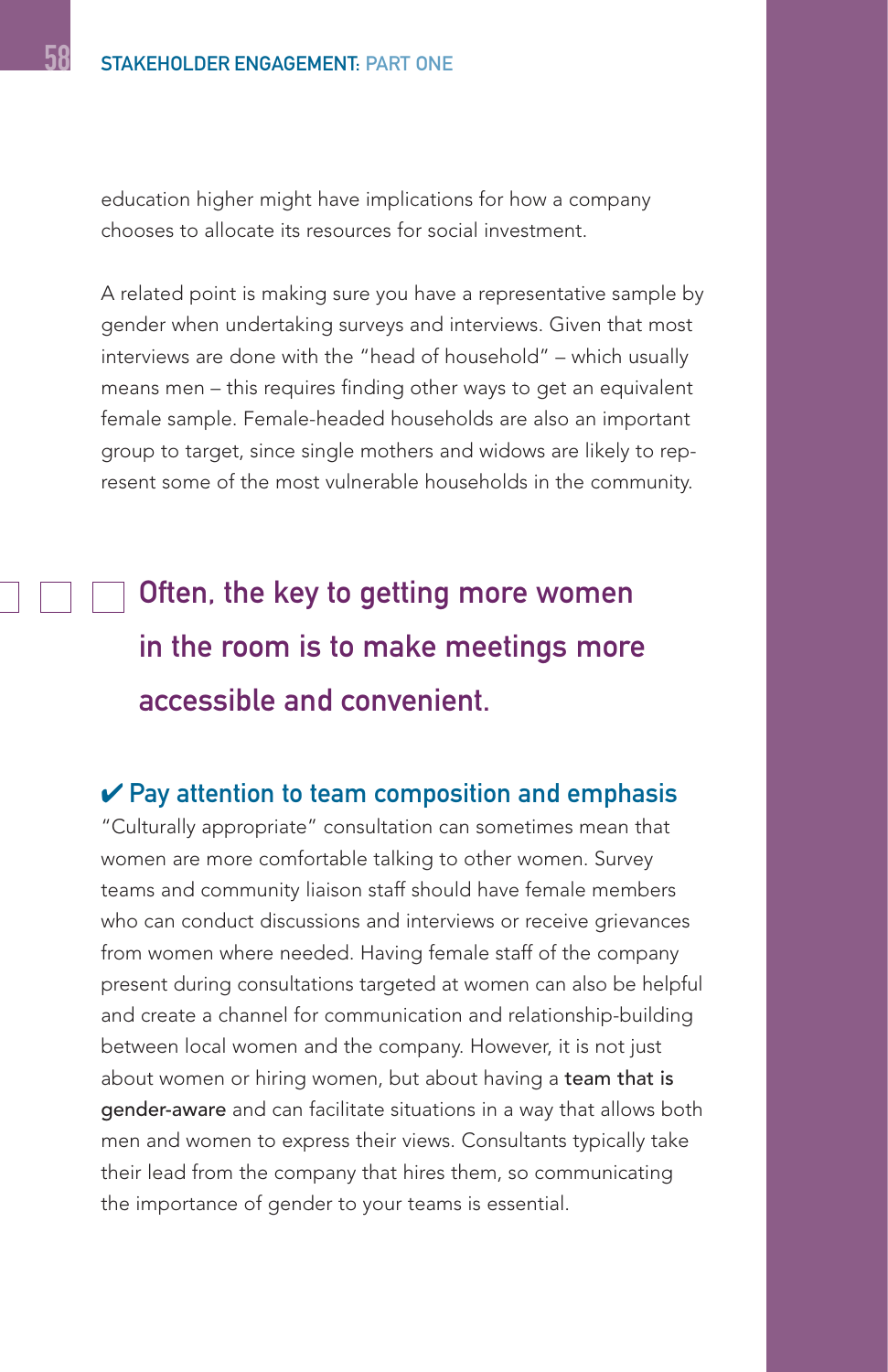education higher might have implications for how a company chooses to allocate its resources for social investment.

A related point is making sure you have a representative sample by gender when undertaking surveys and interviews. Given that most interviews are done with the "head of household" – which usually means men – this requires finding other ways to get an equivalent female sample. Female-headed households are also an important group to target, since single mothers and widows are likely to represent some of the most vulnerable households in the community.

> **Often, the key to getting more women in the room is to make meetings more accessible and convenient.**

### ✔ Pay attention to team composition and emphasis

"Culturally appropriate" consultation can sometimes mean that women are more comfortable talking to other women. Survey teams and community liaison staff should have female members who can conduct discussions and interviews or receive grievances from women where needed. Having female staff of the company present during consultations targeted at women can also be helpful and create a channel for communication and relationship-building between local women and the company. However, it is not just about women or hiring women, but about having a team that is gender-aware and can facilitate situations in a way that allows both men and women to express their views. Consultants typically take their lead from the company that hires them, so communicating the importance of gender to your teams is essential.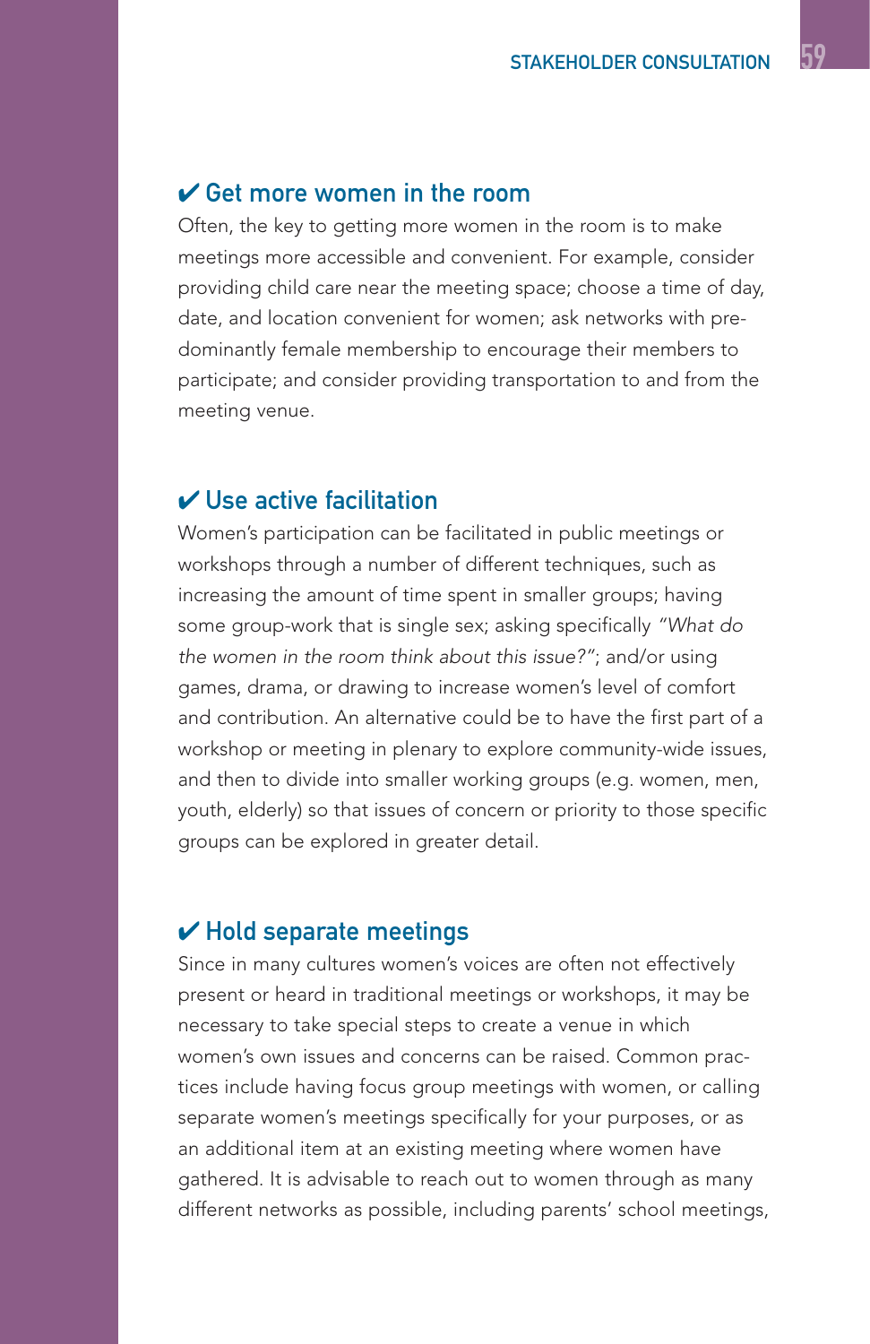## ✔ Get more women in the room

Often, the key to getting more women in the room is to make meetings more accessible and convenient. For example, consider providing child care near the meeting space; choose a time of day, date, and location convenient for women; ask networks with predominantly female membership to encourage their members to participate; and consider providing transportation to and from the meeting venue.

## ✔ Use active facilitation

Women's participation can be facilitated in public meetings or workshops through a number of different techniques, such as increasing the amount of time spent in smaller groups; having some group-work that is single sex; asking specifically *"What do the women in the room think about this issue?"*; and/or using games, drama, or drawing to increase women's level of comfort and contribution. An alternative could be to have the first part of a workshop or meeting in plenary to explore community-wide issues, and then to divide into smaller working groups (e.g. women, men, youth, elderly) so that issues of concern or priority to those specific groups can be explored in greater detail.

## ✔ Hold separate meetings

Since in many cultures women's voices are often not effectively present or heard in traditional meetings or workshops, it may be necessary to take special steps to create a venue in which women's own issues and concerns can be raised. Common practices include having focus group meetings with women, or calling separate women's meetings specifically for your purposes, or as an additional item at an existing meeting where women have gathered. It is advisable to reach out to women through as many different networks as possible, including parents' school meetings,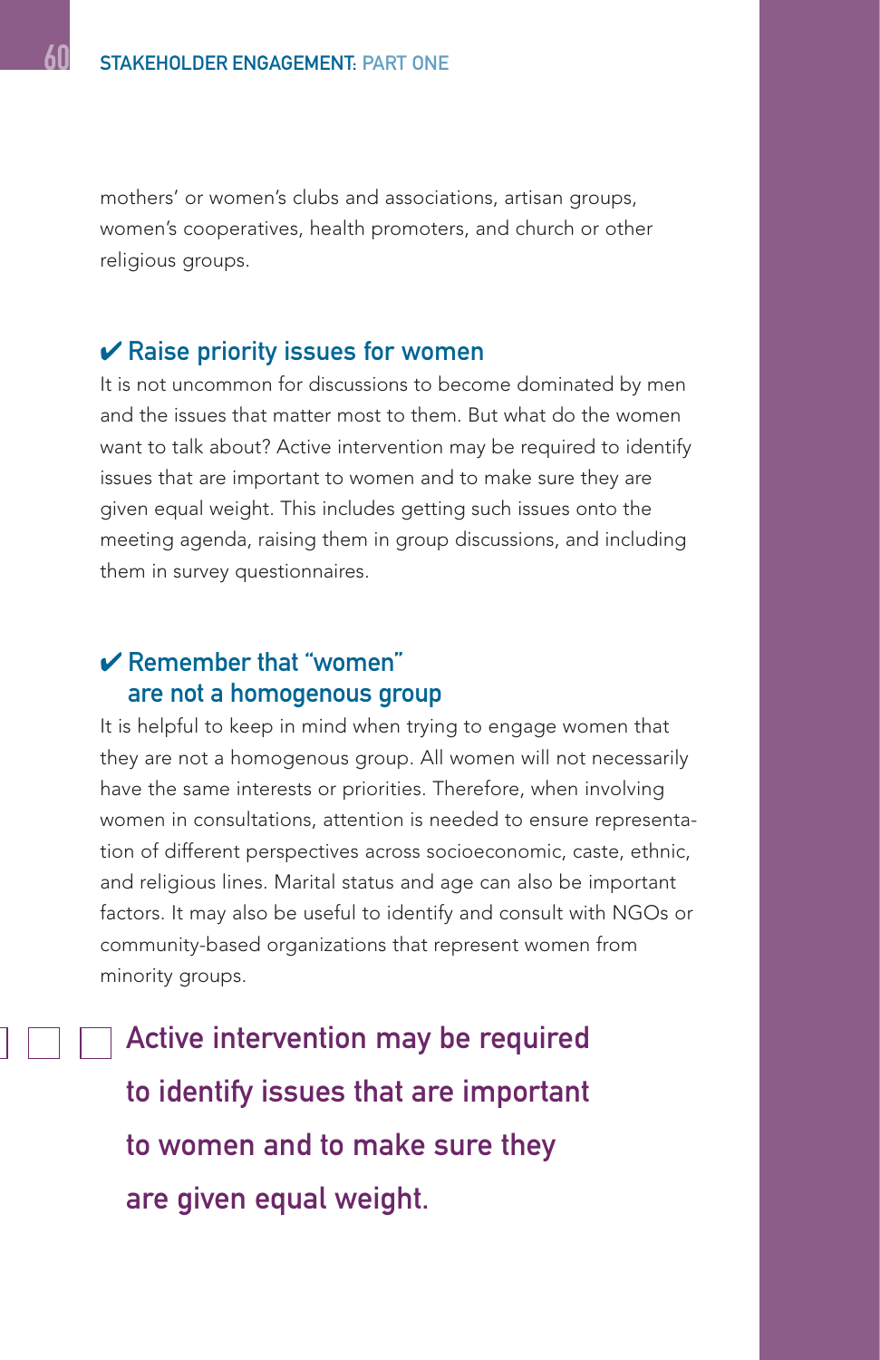mothers' or women's clubs and associations, artisan groups, women's cooperatives, health promoters, and church or other religious groups.

### ✔ Raise priority issues for women

It is not uncommon for discussions to become dominated by men and the issues that matter most to them. But what do the women want to talk about? Active intervention may be required to identify issues that are important to women and to make sure they are given equal weight. This includes getting such issues onto the meeting agenda, raising them in group discussions, and including them in survey questionnaires.

### ✔ Remember that "women" are not a homogenous group

It is helpful to keep in mind when trying to engage women that they are not a homogenous group. All women will not necessarily have the same interests or priorities. Therefore, when involving women in consultations, attention is needed to ensure representation of different perspectives across socioeconomic, caste, ethnic, and religious lines. Marital status and age can also be important factors. It may also be useful to identify and consult with NGOs or community-based organizations that represent women from minority groups.

**Active intervention may be required to identify issues that are important to women and to make sure they are given equal weight.**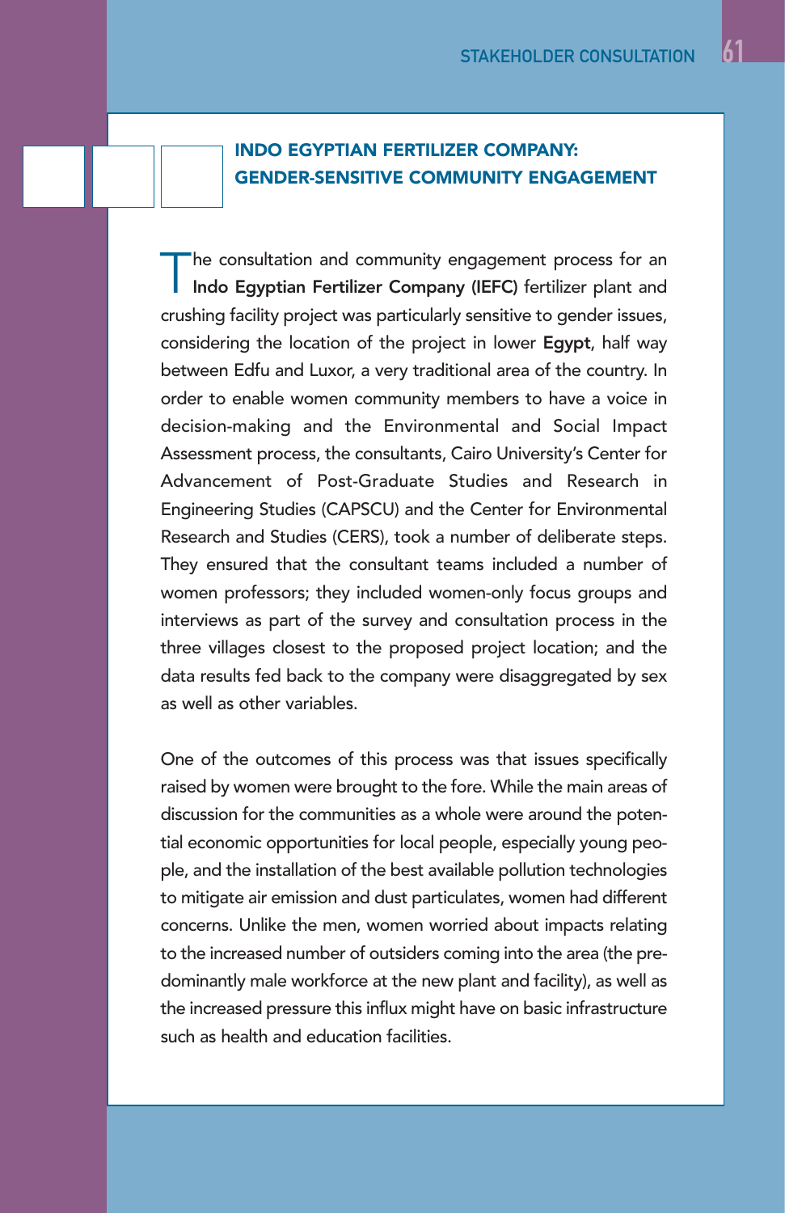## INDO EGYPTIAN FERTILIZER COMPANY: GENDER-SENSITIVE COMMUNITY ENGAGEMENT

The consultation and community engagement process for an **Indo Egyptian Fertilizer Company (IEFC)** fertilizer plant and crushing facility project was particularly sensitive to gender issues, considering the location of the project in lower **Egypt**, half way between Edfu and Luxor, a very traditional area of the country. In order to enable women community members to have a voice in decision-making and the Environmental and Social Impact Assessment process, the consultants, Cairo University's Center for Advancement of Post-Graduate Studies and Research in Engineering Studies (CAPSCU) and the Center for Environmental Research and Studies (CERS), took a number of deliberate steps. They ensured that the consultant teams included a number of women professors; they included women-only focus groups and interviews as part of the survey and consultation process in the three villages closest to the proposed project location; and the data results fed back to the company were disaggregated by sex as well as other variables.

One of the outcomes of this process was that issues specifically raised by women were brought to the fore. While the main areas of discussion for the communities as a whole were around the potential economic opportunities for local people, especially young people, and the installation of the best available pollution technologies to mitigate air emission and dust particulates, women had different concerns. Unlike the men, women worried about impacts relating to the increased number of outsiders coming into the area (the predominantly male workforce at the new plant and facility), as well as the increased pressure this influx might have on basic infrastructure such as health and education facilities.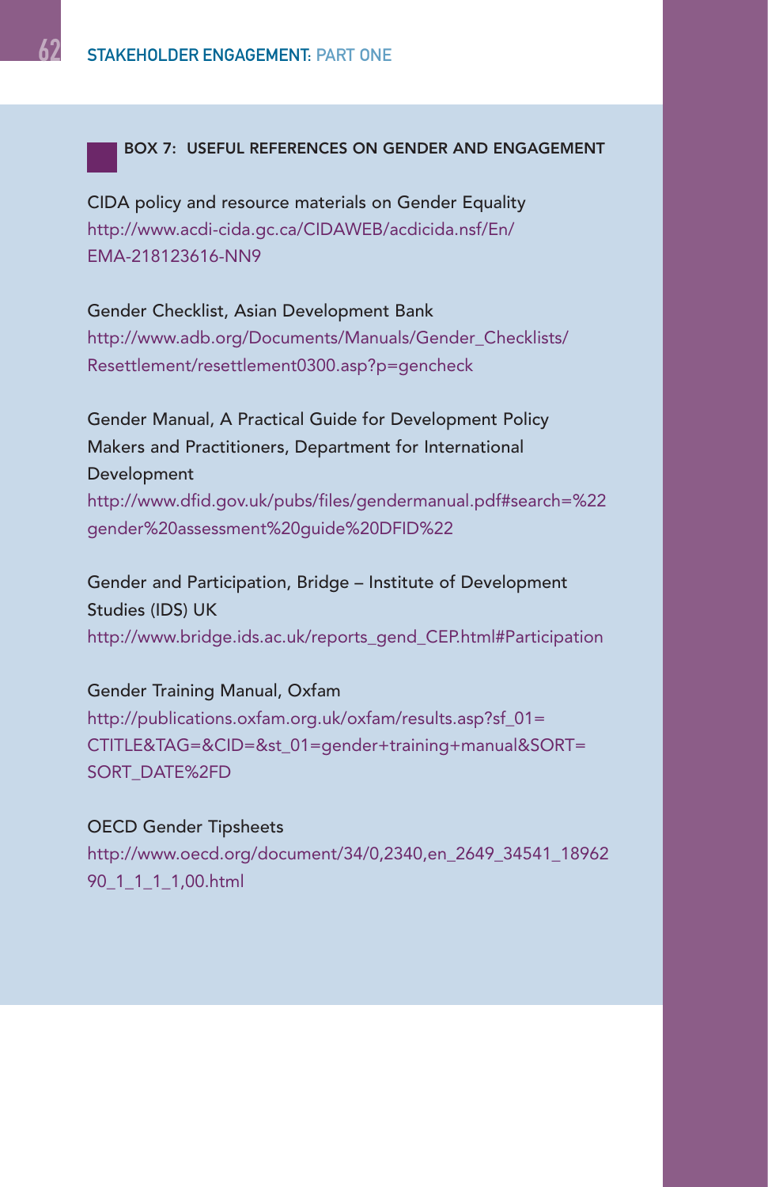### BOX 7: USEFUL REFERENCES ON GENDER AND ENGAGEMENT

CIDA policy and resource materials on Gender Equality
http://www.acdi-cida.gc.ca/CIDAWEB/acdicida.nsf/En/EMA-218123616-NN9

Gender Checklist, Asian Development Bank
http://www.adb.org/Documents/Manuals/Gender_Checklists/Resettlement/resettlement0300.asp?p=gencheck

Gender Manual, A Practical Guide for Development Policy Makers and Practitioners, Department for International Development
http://www.dfid.gov.uk/pubs/files/gendermanual.pdf#search=%22gender%20assessment%20guide%20DFID%22

Gender and Participation, Bridge – Institute of Development Studies (IDS) UK
http://www.bridge.ids.ac.uk/reports_gend_CEP.html#Participation

Gender Training Manual, Oxfam
http://publications.oxfam.org.uk/oxfam/results.asp?sf_01=CTITLE&TAG=&CID=&st_01=gender+training+manual&SORT=SORT_DATE%2FD

OECD Gender Tipsheets
http://www.oecd.org/document/34/0,2340,en_2649_34541_1896290_1_1_1_1,00.html